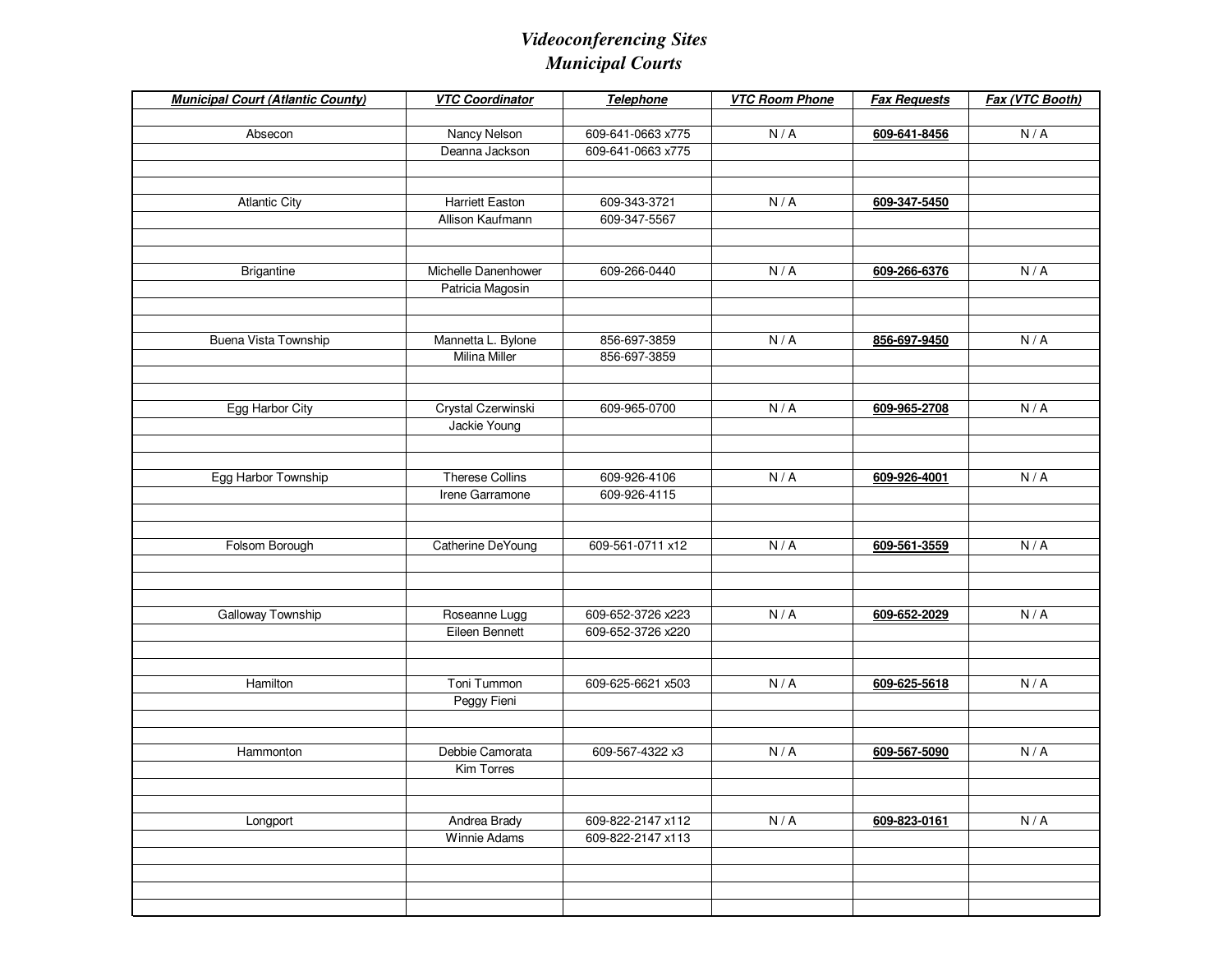# *Videoconferencing Sites*
## *Municipal Courts*

| ***Municipal Court (Atlantic County)*** | ***VTC Coordinator*** | ***Telephone*** | ***VTC Room Phone*** | ***Fax Requests*** | ***Fax (VTC Booth)*** |
|---|---|---|---|---|---|
| | | | | | |
| Absecon | Nancy Nelson | 609-641-0663 x775 | N / A | **609-641-8456** | N / A |
| | Deanna Jackson | 609-641-0663 x775 | | | |
| | | | | | |
| | | | | | |
| Atlantic City | Harriett Easton | 609-343-3721 | N / A | **609-347-5450** | |
| | Allison Kaufmann | 609-347-5567 | | | |
| | | | | | |
| | | | | | |
| Brigantine | Michelle Danenhower | 609-266-0440 | N / A | **609-266-6376** | N / A |
| | Patricia Magosin | | | | |
| | | | | | |
| | | | | | |
| Buena Vista Township | Mannetta L. Bylone | 856-697-3859 | N / A | **856-697-9450** | N / A |
| | Milina Miller | 856-697-3859 | | | |
| | | | | | |
| | | | | | |
| Egg Harbor City | Crystal Czerwinski | 609-965-0700 | N / A | **609-965-2708** | N / A |
| | Jackie Young | | | | |
| | | | | | |
| | | | | | |
| Egg Harbor Township | Therese Collins | 609-926-4106 | N / A | **609-926-4001** | N / A |
| | Irene Garramone | 609-926-4115 | | | |
| | | | | | |
| | | | | | |
| Folsom Borough | Catherine DeYoung | 609-561-0711 x12 | N / A | **609-561-3559** | N / A |
| | | | | | |
| | | | | | |
| | | | | | |
| Galloway Township | Roseanne Lugg | 609-652-3726 x223 | N / A | **609-652-2029** | N / A |
| | Eileen Bennett | 609-652-3726 x220 | | | |
| | | | | | |
| | | | | | |
| Hamilton | Toni Tummon | 609-625-6621 x503 | N / A | **609-625-5618** | N / A |
| | Peggy Fieni | | | | |
| | | | | | |
| | | | | | |
| Hammonton | Debbie Camorata | 609-567-4322 x3 | N / A | **609-567-5090** | N / A |
| | Kim Torres | | | | |
| | | | | | |
| | | | | | |
| Longport | Andrea Brady | 609-822-2147 x112 | N / A | **609-823-0161** | N / A |
| | Winnie Adams | 609-822-2147 x113 | | | |
| | | | | | |
| | | | | | |
| | | | | | |
| | | | | | |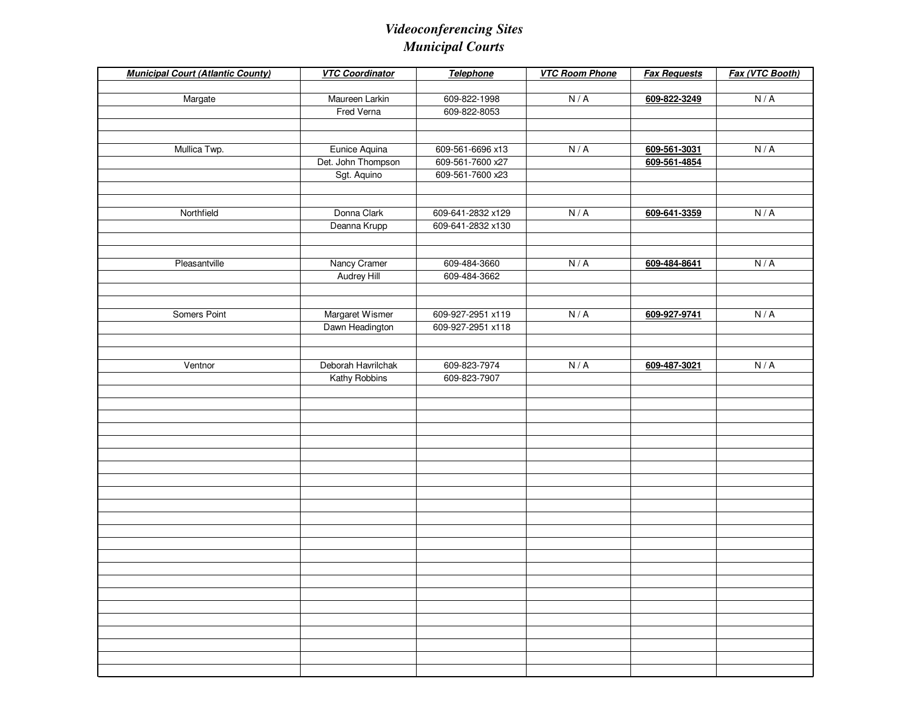# *Videoconferencing Sites*
## *Municipal Courts*

| ***Municipal Court (Atlantic County)*** | ***VTC Coordinator*** | ***Telephone*** | ***VTC Room Phone*** | ***Fax Requests*** | ***Fax (VTC Booth)*** |
|---|---|---|---|---|---|
| Margate | Maureen Larkin | 609-822-1998 | N / A | **609-822-3249** | N / A |
| | Fred Verna | 609-822-8053 | | | |
| Mullica Twp. | Eunice Aquina | 609-561-6696 x13 | N / A | **609-561-3031** | N / A |
| | Det. John Thompson | 609-561-7600 x27 | | **609-561-4854** | |
| | Sgt. Aquino | 609-561-7600 x23 | | | |
| Northfield | Donna Clark | 609-641-2832 x129 | N / A | **609-641-3359** | N / A |
| | Deanna Krupp | 609-641-2832 x130 | | | |
| Pleasantville | Nancy Cramer | 609-484-3660 | N / A | **609-484-8641** | N / A |
| | Audrey Hill | 609-484-3662 | | | |
| Somers Point | Margaret Wismer | 609-927-2951 x119 | N / A | **609-927-9741** | N / A |
| | Dawn Headington | 609-927-2951 x118 | | | |
| Ventnor | Deborah Havrilchak | 609-823-7974 | N / A | **609-487-3021** | N / A |
| | Kathy Robbins | 609-823-7907 | | | |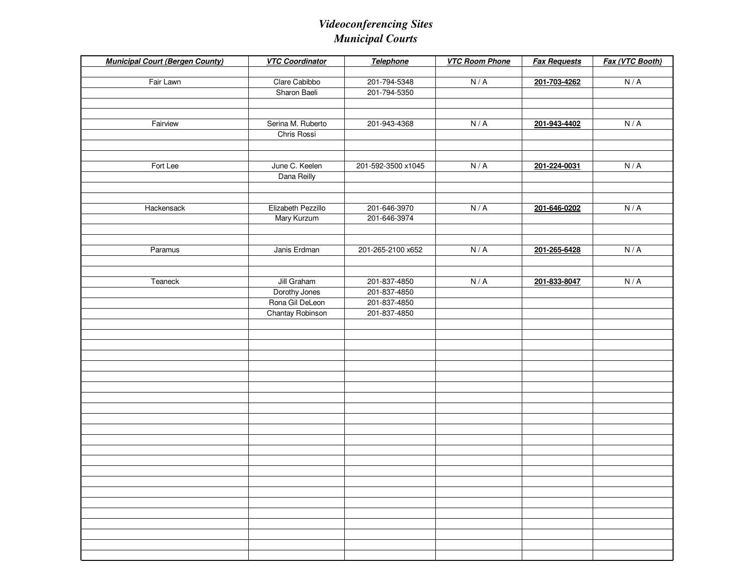# *Videoconferencing Sites*
# *Municipal Courts*

| ***Municipal Court (Bergen County)*** | ***VTC Coordinator*** | ***Telephone*** | ***VTC Room Phone*** | ***Fax Requests*** | ***Fax (VTC Booth)*** |
|---|---|---|---|---|---|
| Fair Lawn | Clare Cabibbo | 201-794-5348 | N / A | **201-703-4262** | N / A |
| | Sharon Baeli | 201-794-5350 | | | |
| Fairview | Serina M. Ruberto | 201-943-4368 | N / A | **201-943-4402** | N / A |
| | Chris Rossi | | | | |
| Fort Lee | June C. Keelen | 201-592-3500 x1045 | N / A | **201-224-0031** | N / A |
| | Dana Reilly | | | | |
| Hackensack | Elizabeth Pezzillo | 201-646-3970 | N / A | **201-646-0202** | N / A |
| | Mary Kurzum | 201-646-3974 | | | |
| Paramus | Janis Erdman | 201-265-2100 x652 | N / A | **201-265-6428** | N / A |
| Teaneck | Jill Graham | 201-837-4850 | N / A | **201-833-8047** | N / A |
| | Dorothy Jones | 201-837-4850 | | | |
| | Rona Gil DeLeon | 201-837-4850 | | | |
| | Chantay Robinson | 201-837-4850 | | | |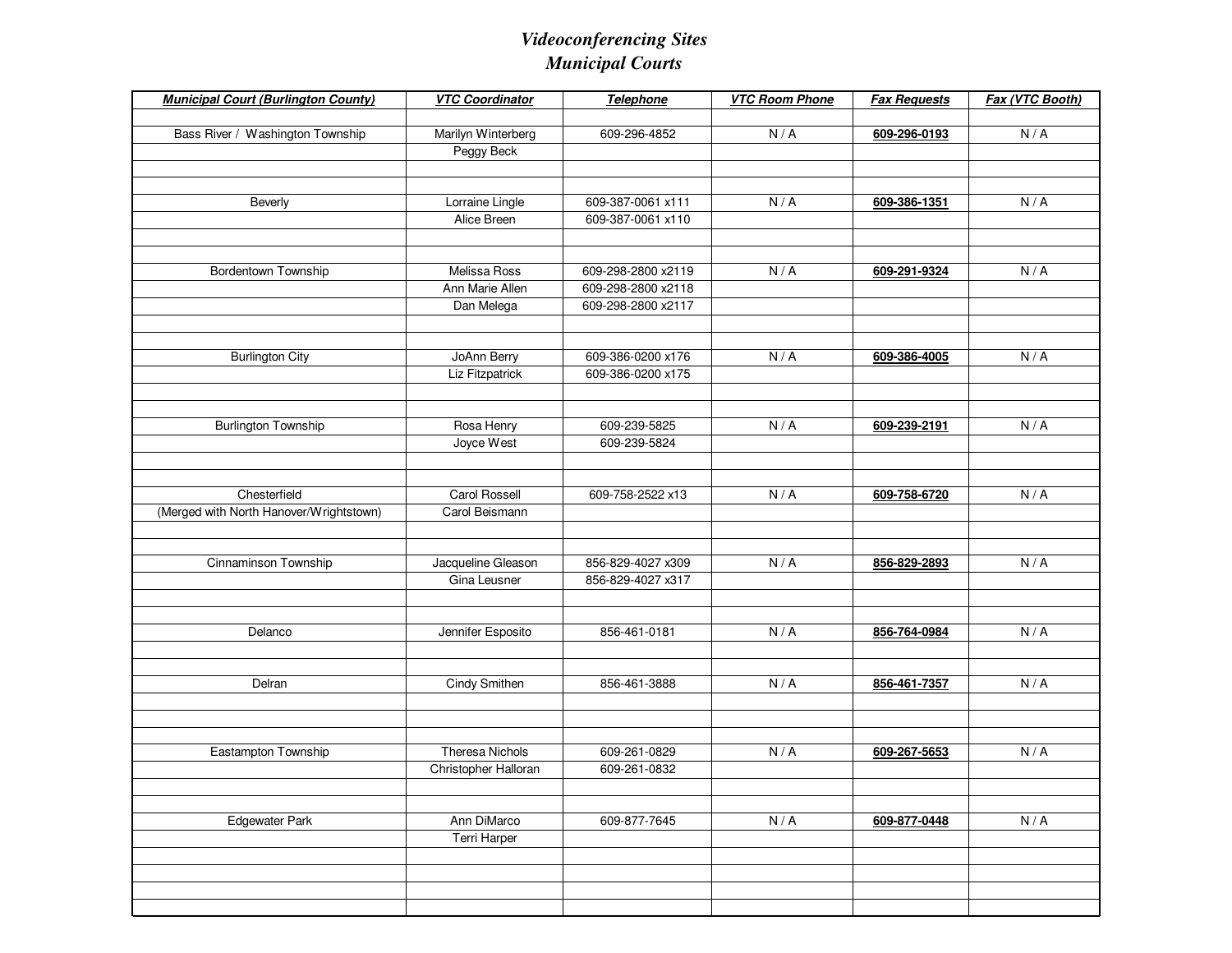# *Videoconferencing Sites*
# *Municipal Courts*

| ***Municipal Court (Burlington County)*** | ***VTC Coordinator*** | ***Telephone*** | ***VTC Room Phone*** | ***Fax Requests*** | ***Fax (VTC Booth)*** |
|---|---|---|---|---|---|
| | | | | | |
| Bass River / Washington Township | Marilyn Winterberg | 609-296-4852 | N / A | **609-296-0193** | N / A |
| | Peggy Beck | | | | |
| | | | | | |
| | | | | | |
| Beverly | Lorraine Lingle | 609-387-0061 x111 | N / A | **609-386-1351** | N / A |
| | Alice Breen | 609-387-0061 x110 | | | |
| | | | | | |
| | | | | | |
| Bordentown Township | Melissa Ross | 609-298-2800 x2119 | N / A | **609-291-9324** | N / A |
| | Ann Marie Allen | 609-298-2800 x2118 | | | |
| | Dan Melega | 609-298-2800 x2117 | | | |
| | | | | | |
| | | | | | |
| Burlington City | JoAnn Berry | 609-386-0200 x176 | N / A | **609-386-4005** | N / A |
| | Liz Fitzpatrick | 609-386-0200 x175 | | | |
| | | | | | |
| | | | | | |
| Burlington Township | Rosa Henry | 609-239-5825 | N / A | **609-239-2191** | N / A |
| | Joyce West | 609-239-5824 | | | |
| | | | | | |
| | | | | | |
| Chesterfield | Carol Rossell | 609-758-2522 x13 | N / A | **609-758-6720** | N / A |
| (Merged with North Hanover/Wrightstown) | Carol Beismann | | | | |
| | | | | | |
| | | | | | |
| Cinnaminson Township | Jacqueline Gleason | 856-829-4027 x309 | N / A | **856-829-2893** | N / A |
| | Gina Leusner | 856-829-4027 x317 | | | |
| | | | | | |
| | | | | | |
| Delanco | Jennifer Esposito | 856-461-0181 | N / A | **856-764-0984** | N / A |
| | | | | | |
| | | | | | |
| Delran | Cindy Smithen | 856-461-3888 | N / A | **856-461-7357** | N / A |
| | | | | | |
| | | | | | |
| | | | | | |
| Eastampton Township | Theresa Nichols | 609-261-0829 | N / A | **609-267-5653** | N / A |
| | Christopher Halloran | 609-261-0832 | | | |
| | | | | | |
| | | | | | |
| Edgewater Park | Ann DiMarco | 609-877-7645 | N / A | **609-877-0448** | N / A |
| | Terri Harper | | | | |
| | | | | | |
| | | | | | |
| | | | | | |
| | | | | | |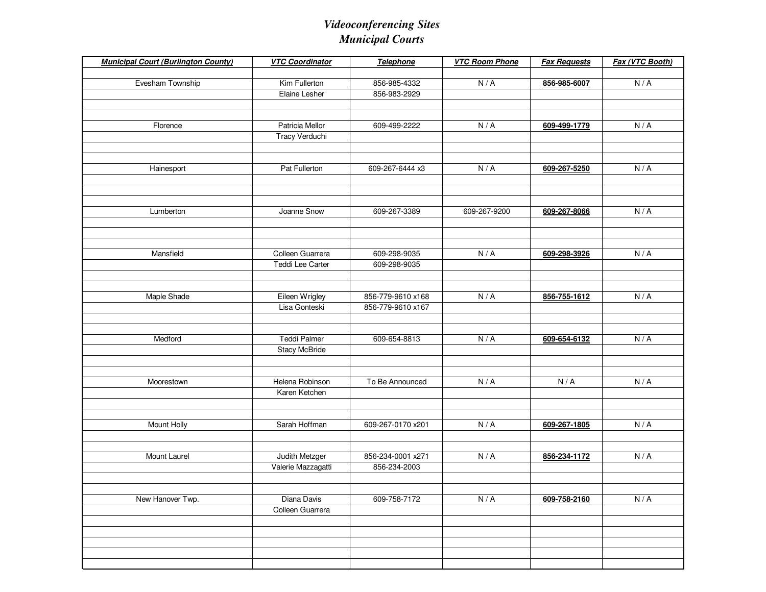# *Videoconferencing Sites*
# *Municipal Courts*

| ***Municipal Court (Burlington County)*** | ***VTC Coordinator*** | ***Telephone*** | ***VTC Room Phone*** | ***Fax Requests*** | ***Fax (VTC Booth)*** |
|---|---|---|---|---|---|
| Evesham Township | Kim Fullerton | 856-985-4332 | N / A | **856-985-6007** | N / A |
| | Elaine Lesher | 856-983-2929 | | | |
| Florence | Patricia Mellor | 609-499-2222 | N / A | **609-499-1779** | N / A |
| | Tracy Verduchi | | | | |
| Hainesport | Pat Fullerton | 609-267-6444 x3 | N / A | **609-267-5250** | N / A |
| Lumberton | Joanne Snow | 609-267-3389 | 609-267-9200 | **609-267-8066** | N / A |
| Mansfield | Colleen Guarrera | 609-298-9035 | N / A | **609-298-3926** | N / A |
| | Teddi Lee Carter | 609-298-9035 | | | |
| Maple Shade | Eileen Wrigley | 856-779-9610 x168 | N / A | **856-755-1612** | N / A |
| | Lisa Gonteski | 856-779-9610 x167 | | | |
| Medford | Teddi Palmer | 609-654-8813 | N / A | **609-654-6132** | N / A |
| | Stacy McBride | | | | |
| Moorestown | Helena Robinson | To Be Announced | N / A | N / A | N / A |
| | Karen Ketchen | | | | |
| Mount Holly | Sarah Hoffman | 609-267-0170 x201 | N / A | **609-267-1805** | N / A |
| Mount Laurel | Judith Metzger | 856-234-0001 x271 | N / A | **856-234-1172** | N / A |
| | Valerie Mazzagatti | 856-234-2003 | | | |
| New Hanover Twp. | Diana Davis | 609-758-7172 | N / A | **609-758-2160** | N / A |
| | Colleen Guarrera | | | | |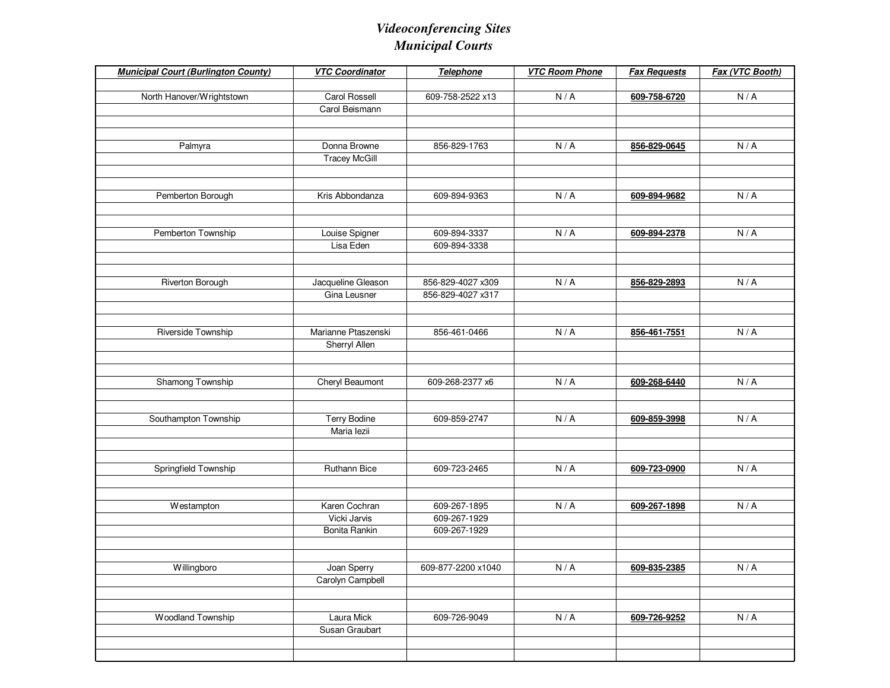# *Videoconferencing Sites*
## *Municipal Courts*

| ***Municipal Court (Burlington County)*** | ***VTC Coordinator*** | ***Telephone*** | ***VTC Room Phone*** | ***Fax Requests*** | ***Fax (VTC Booth)*** |
|---|---|---|---|---|---|
| North Hanover/Wrightstown | Carol Rossell | 609-758-2522 x13 | N / A | **609-758-6720** | N / A |
| | Carol Beismann | | | | |
| Palmyra | Donna Browne | 856-829-1763 | N / A | **856-829-0645** | N / A |
| | Tracey McGill | | | | |
| Pemberton Borough | Kris Abbondanza | 609-894-9363 | N / A | **609-894-9682** | N / A |
| Pemberton Township | Louise Spigner | 609-894-3337 | N / A | **609-894-2378** | N / A |
| | Lisa Eden | 609-894-3338 | | | |
| Riverton Borough | Jacqueline Gleason | 856-829-4027 x309 | N / A | **856-829-2893** | N / A |
| | Gina Leusner | 856-829-4027 x317 | | | |
| Riverside Township | Marianne Ptaszenski | 856-461-0466 | N / A | **856-461-7551** | N / A |
| | Sherryl Allen | | | | |
| Shamong Township | Cheryl Beaumont | 609-268-2377 x6 | N / A | **609-268-6440** | N / A |
| Southampton Township | Terry Bodine | 609-859-2747 | N / A | **609-859-3998** | N / A |
| | Maria Iezii | | | | |
| Springfield Township | Ruthann Bice | 609-723-2465 | N / A | **609-723-0900** | N / A |
| Westampton | Karen Cochran | 609-267-1895 | N / A | **609-267-1898** | N / A |
| | Vicki Jarvis | 609-267-1929 | | | |
| | Bonita Rankin | 609-267-1929 | | | |
| Willingboro | Joan Sperry | 609-877-2200 x1040 | N / A | **609-835-2385** | N / A |
| | Carolyn Campbell | | | | |
| Woodland Township | Laura Mick | 609-726-9049 | N / A | **609-726-9252** | N / A |
| | Susan Graubart | | | | |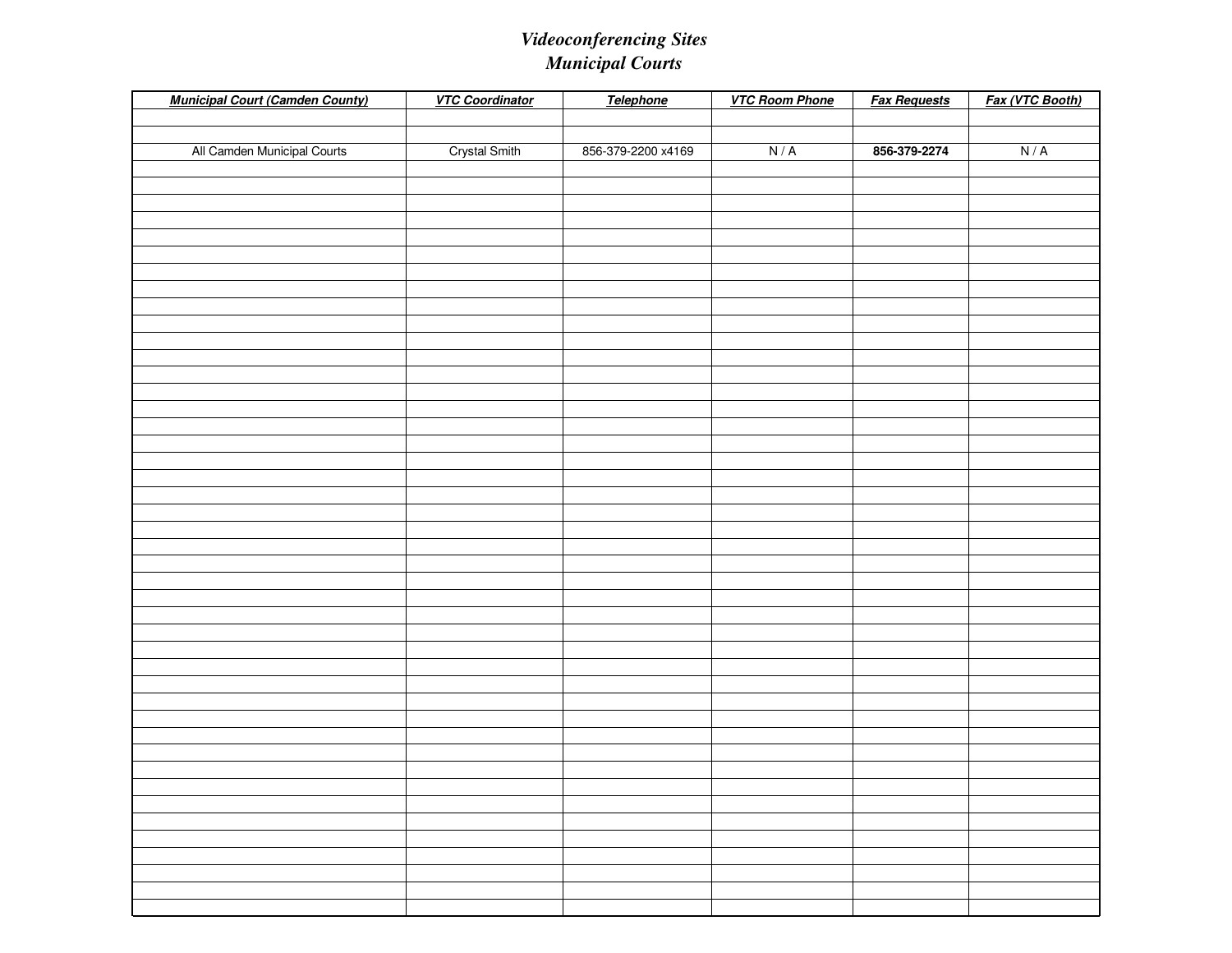# *Videoconferencing Sites*
# *Municipal Courts*

| ***Municipal Court (Camden County)*** | ***VTC Coordinator*** | ***Telephone*** | ***VTC Room Phone*** | ***Fax Requests*** | ***Fax (VTC Booth)*** |
|---|---|---|---|---|---|
| | | | | | |
| | | | | | |
| All Camden Municipal Courts | Crystal Smith | 856-379-2200 x4169 | N / A | **856-379-2274** | N / A |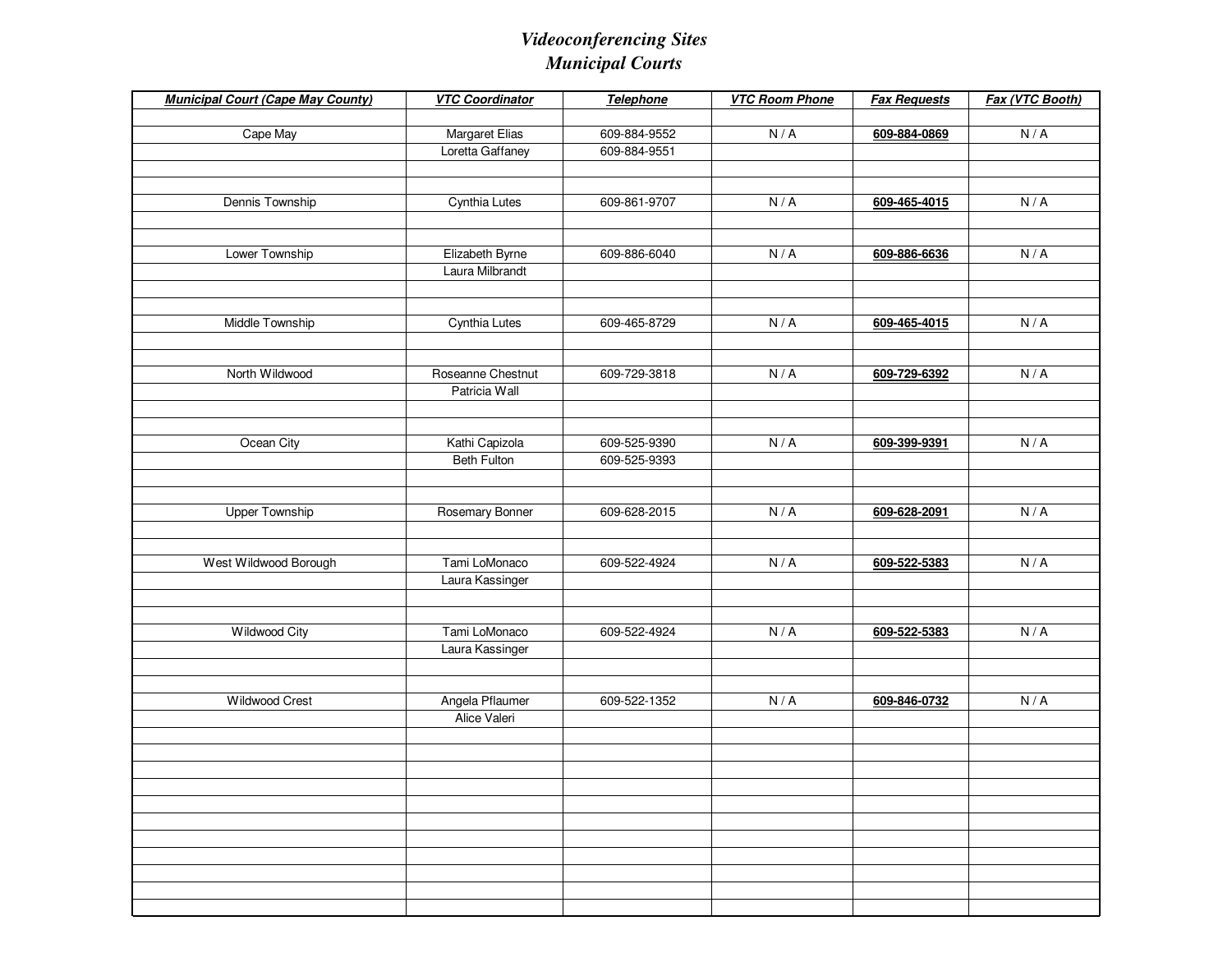# *Videoconferencing Sites*
## *Municipal Courts*

| ***Municipal Court (Cape May County)*** | ***VTC Coordinator*** | ***Telephone*** | ***VTC Room Phone*** | ***Fax Requests*** | ***Fax (VTC Booth)*** |
|---|---|---|---|---|---|
| Cape May | Margaret Elias | 609-884-9552 | N / A | **609-884-0869** | N / A |
| | Loretta Gaffaney | 609-884-9551 | | | |
| Dennis Township | Cynthia Lutes | 609-861-9707 | N / A | **609-465-4015** | N / A |
| Lower Township | Elizabeth Byrne | 609-886-6040 | N / A | **609-886-6636** | N / A |
| | Laura Milbrandt | | | | |
| Middle Township | Cynthia Lutes | 609-465-8729 | N / A | **609-465-4015** | N / A |
| North Wildwood | Roseanne Chestnut | 609-729-3818 | N / A | **609-729-6392** | N / A |
| | Patricia Wall | | | | |
| Ocean City | Kathi Capizola | 609-525-9390 | N / A | **609-399-9391** | N / A |
| | Beth Fulton | 609-525-9393 | | | |
| Upper Township | Rosemary Bonner | 609-628-2015 | N / A | **609-628-2091** | N / A |
| West Wildwood Borough | Tami LoMonaco | 609-522-4924 | N / A | **609-522-5383** | N / A |
| | Laura Kassinger | | | | |
| Wildwood City | Tami LoMonaco | 609-522-4924 | N / A | **609-522-5383** | N / A |
| | Laura Kassinger | | | | |
| Wildwood Crest | Angela Pflaumer | 609-522-1352 | N / A | **609-846-0732** | N / A |
| | Alice Valeri | | | | |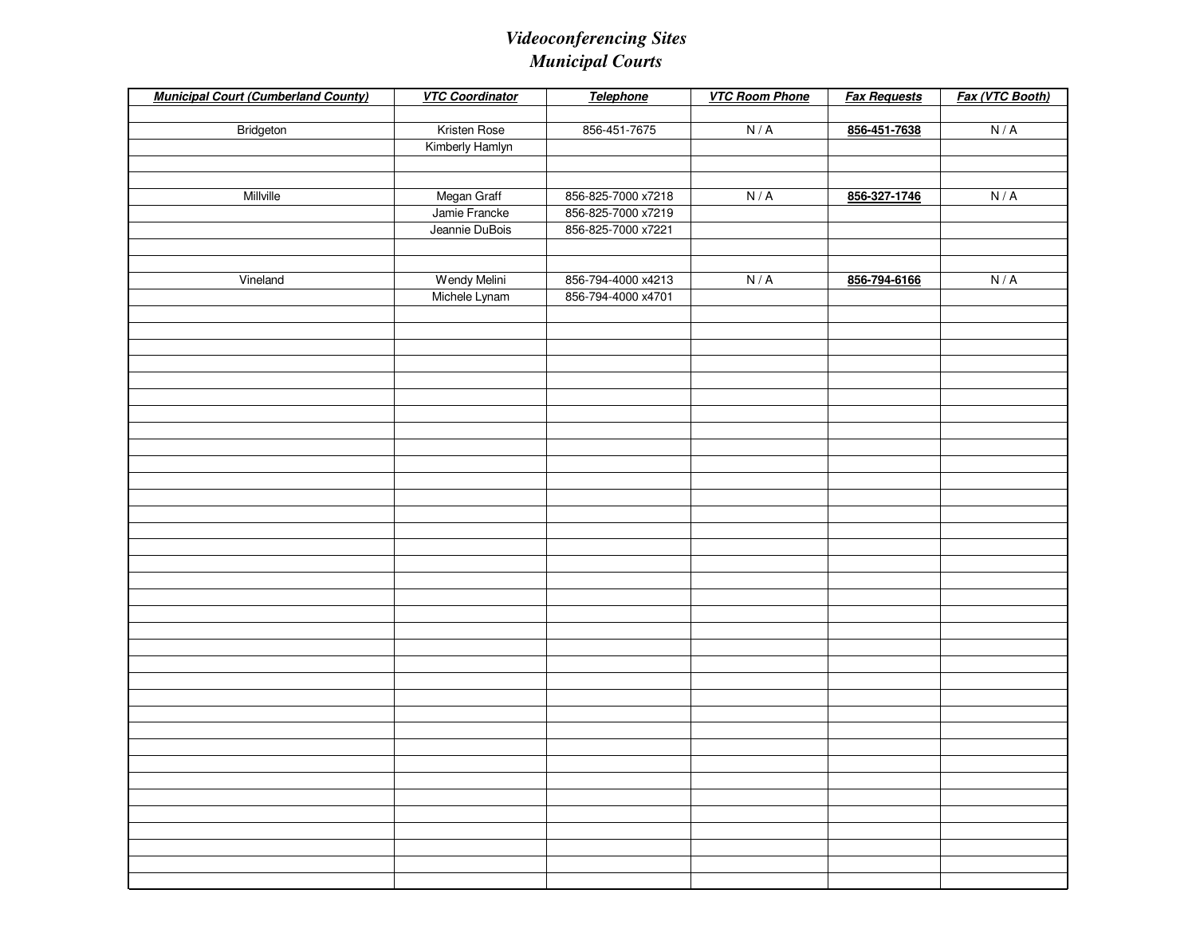# *Videoconferencing Sites*
# *Municipal Courts*

| ***Municipal Court (Cumberland County)*** | ***VTC Coordinator*** | ***Telephone*** | ***VTC Room Phone*** | ***Fax Requests*** | ***Fax (VTC Booth)*** |
|---|---|---|---|---|---|
| Bridgeton | Kristen Rose | 856-451-7675 | N / A | **856-451-7638** | N / A |
| | Kimberly Hamlyn | | | | |
| Millville | Megan Graff | 856-825-7000 x7218 | N / A | **856-327-1746** | N / A |
| | Jamie Francke | 856-825-7000 x7219 | | | |
| | Jeannie DuBois | 856-825-7000 x7221 | | | |
| Vineland | Wendy Melini | 856-794-4000 x4213 | N / A | **856-794-6166** | N / A |
| | Michele Lynam | 856-794-4000 x4701 | | | |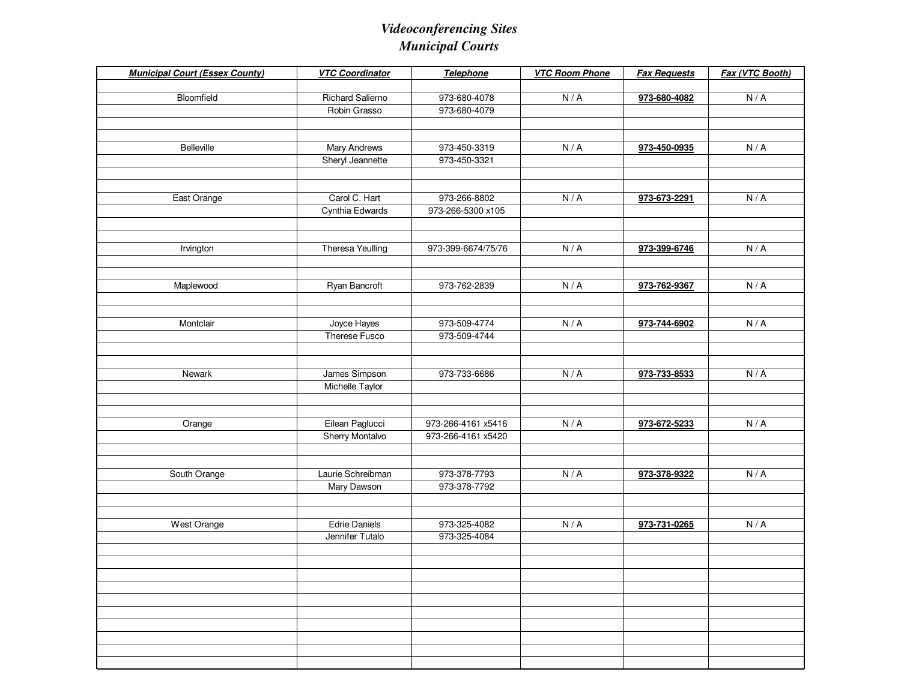# *Videoconferencing Sites*
## *Municipal Courts*

| ***Municipal Court (Essex County)*** | ***VTC Coordinator*** | ***Telephone*** | ***VTC Room Phone*** | ***Fax Requests*** | ***Fax (VTC Booth)*** |
|---|---|---|---|---|---|
| Bloomfield | Richard Salierno | 973-680-4078 | N / A | **973-680-4082** | N / A |
| | Robin Grasso | 973-680-4079 | | | |
| Belleville | Mary Andrews | 973-450-3319 | N / A | **973-450-0935** | N / A |
| | Sheryl Jeannette | 973-450-3321 | | | |
| East Orange | Carol C. Hart | 973-266-8802 | N / A | **973-673-2291** | N / A |
| | Cynthia Edwards | 973-266-5300 x105 | | | |
| Irvington | Theresa Yeulling | 973-399-6674/75/76 | N / A | **973-399-6746** | N / A |
| Maplewood | Ryan Bancroft | 973-762-2839 | N / A | **973-762-9367** | N / A |
| Montclair | Joyce Hayes | 973-509-4774 | N / A | **973-744-6902** | N / A |
| | Therese Fusco | 973-509-4744 | | | |
| Newark | James Simpson | 973-733-6686 | N / A | **973-733-8533** | N / A |
| | Michelle Taylor | | | | |
| Orange | Eilean Paglucci | 973-266-4161 x5416 | N / A | **973-672-5233** | N / A |
| | Sherry Montalvo | 973-266-4161 x5420 | | | |
| South Orange | Laurie Schreibman | 973-378-7793 | N / A | **973-378-9322** | N / A |
| | Mary Dawson | 973-378-7792 | | | |
| West Orange | Edrie Daniels | 973-325-4082 | N / A | **973-731-0265** | N / A |
| | Jennifer Tutalo | 973-325-4084 | | | |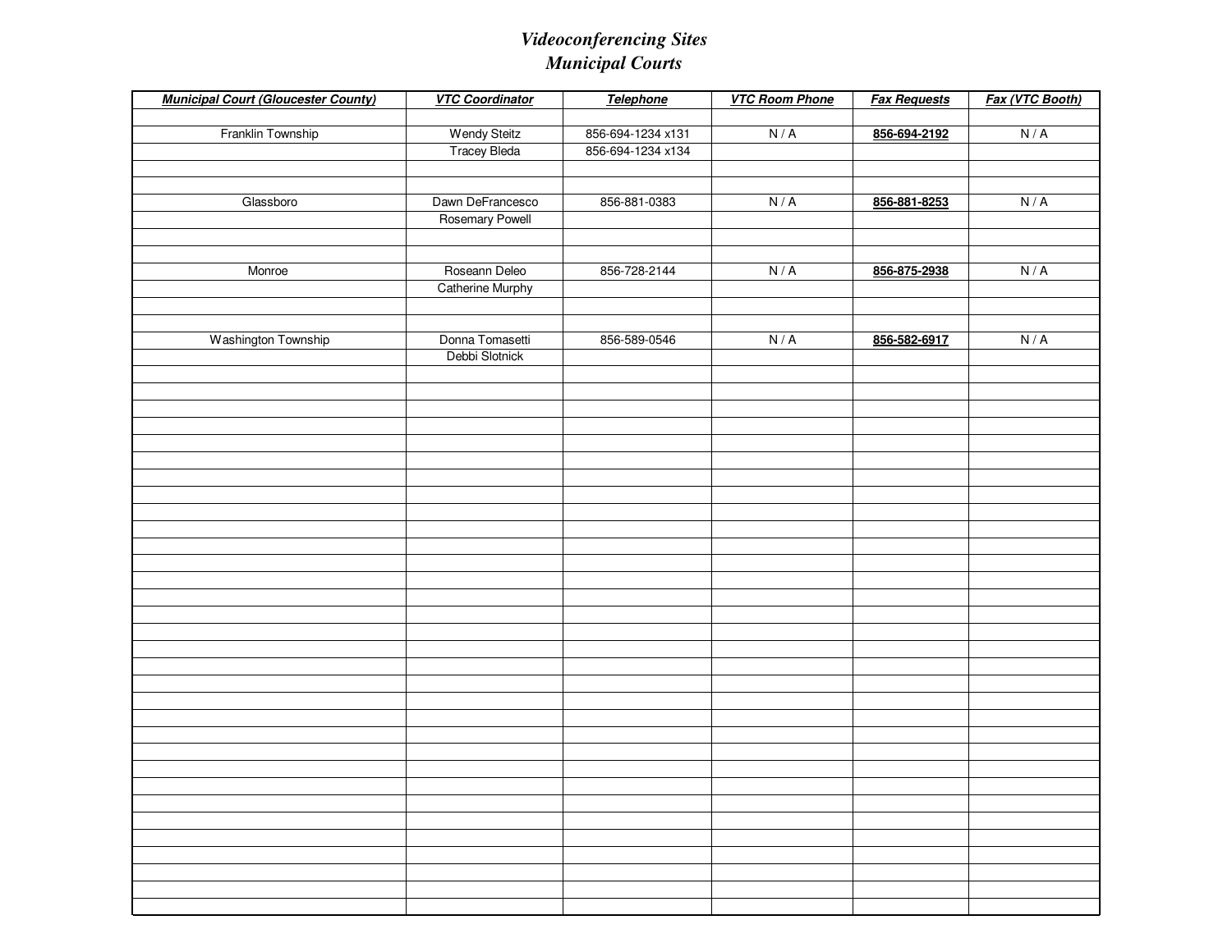# *Videoconferencing Sites*
# *Municipal Courts*

| ***Municipal Court (Gloucester County)*** | ***VTC Coordinator*** | ***Telephone*** | ***VTC Room Phone*** | ***Fax Requests*** | ***Fax (VTC Booth)*** |
|---|---|---|---|---|---|
| Franklin Township | Wendy Steitz | 856-694-1234 x131 | N / A | **856-694-2192** | N / A |
| | Tracey Bleda | 856-694-1234 x134 | | | |
| Glassboro | Dawn DeFrancesco | 856-881-0383 | N / A | **856-881-8253** | N / A |
| | Rosemary Powell | | | | |
| Monroe | Roseann Deleo | 856-728-2144 | N / A | **856-875-2938** | N / A |
| | Catherine Murphy | | | | |
| Washington Township | Donna Tomasetti | 856-589-0546 | N / A | **856-582-6917** | N / A |
| | Debbi Slotnick | | | | |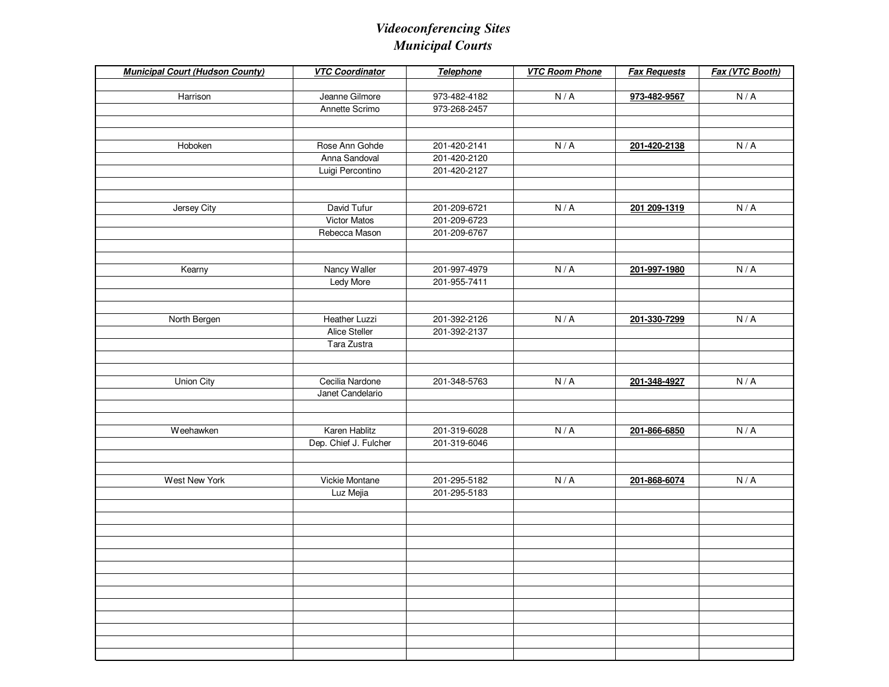# *Videoconferencing Sites*
## *Municipal Courts*

| ***Municipal Court (Hudson County)*** | ***VTC Coordinator*** | ***Telephone*** | ***VTC Room Phone*** | ***Fax Requests*** | ***Fax (VTC Booth)*** |
|---|---|---|---|---|---|
| Harrison | Jeanne Gilmore | 973-482-4182 | N / A | **973-482-9567** | N / A |
| | Annette Scrimo | 973-268-2457 | | | |
| Hoboken | Rose Ann Gohde | 201-420-2141 | N / A | **201-420-2138** | N / A |
| | Anna Sandoval | 201-420-2120 | | | |
| | Luigi Percontino | 201-420-2127 | | | |
| Jersey City | David Tufur | 201-209-6721 | N / A | **201 209-1319** | N / A |
| | Victor Matos | 201-209-6723 | | | |
| | Rebecca Mason | 201-209-6767 | | | |
| Kearny | Nancy Waller | 201-997-4979 | N / A | **201-997-1980** | N / A |
| | Ledy More | 201-955-7411 | | | |
| North Bergen | Heather Luzzi | 201-392-2126 | N / A | **201-330-7299** | N / A |
| | Alice Steller | 201-392-2137 | | | |
| | Tara Zustra | | | | |
| Union City | Cecilia Nardone | 201-348-5763 | N / A | **201-348-4927** | N / A |
| | Janet Candelario | | | | |
| Weehawken | Karen Hablitz | 201-319-6028 | N / A | **201-866-6850** | N / A |
| | Dep. Chief J. Fulcher | 201-319-6046 | | | |
| West New York | Vickie Montane | 201-295-5182 | N / A | **201-868-6074** | N / A |
| | Luz Mejia | 201-295-5183 | | | |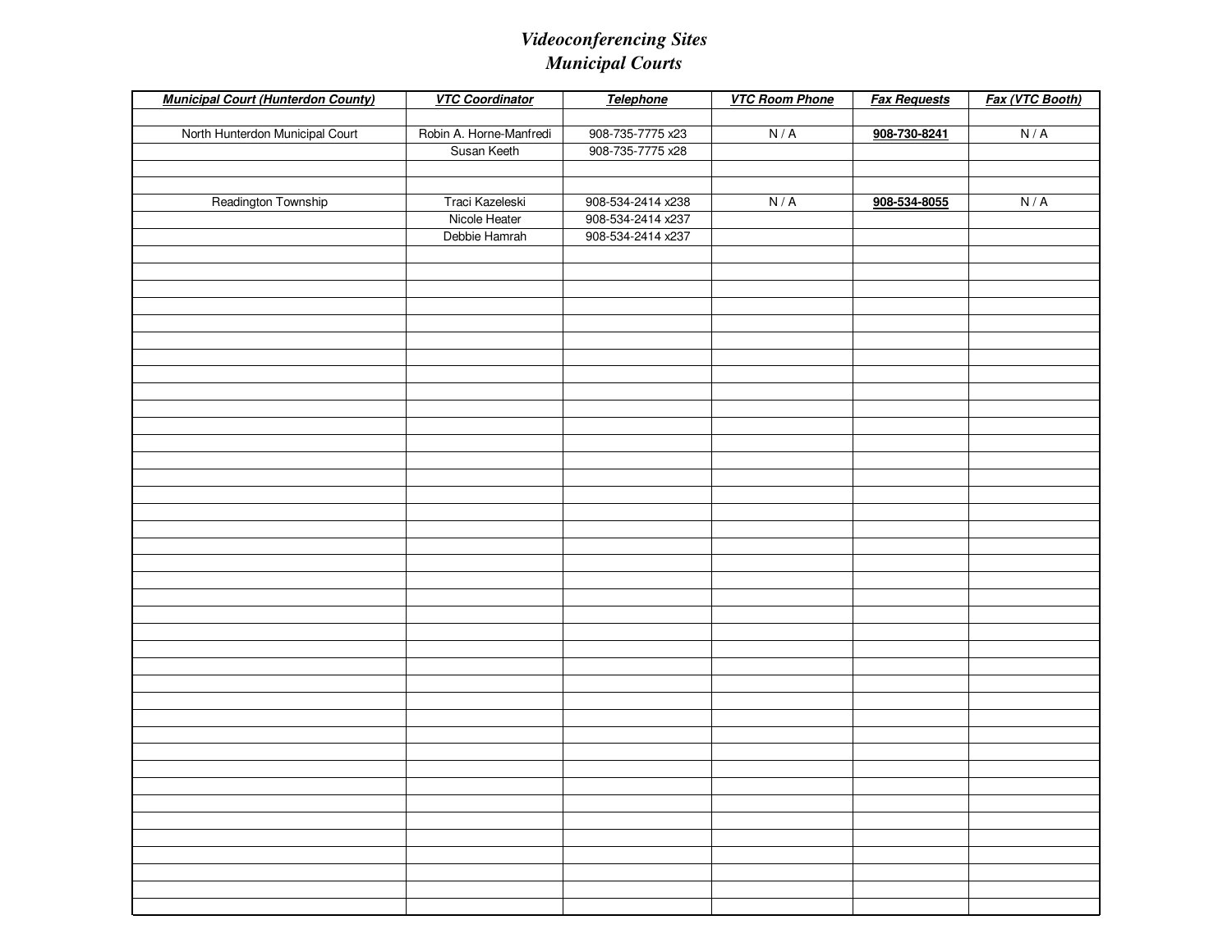# *Videoconferencing Sites*
# *Municipal Courts*

| ***Municipal Court (Hunterdon County)*** | ***VTC Coordinator*** | ***Telephone*** | ***VTC Room Phone*** | ***Fax Requests*** | ***Fax (VTC Booth)*** |
|---|---|---|---|---|---|
| North Hunterdon Municipal Court | Robin A. Horne-Manfredi | 908-735-7775 x23 | N / A | **908-730-8241** | N / A |
| | Susan Keeth | 908-735-7775 x28 | | | |
| Readington Township | Traci Kazeleski | 908-534-2414 x238 | N / A | **908-534-8055** | N / A |
| | Nicole Heater | 908-534-2414 x237 | | | |
| | Debbie Hamrah | 908-534-2414 x237 | | | |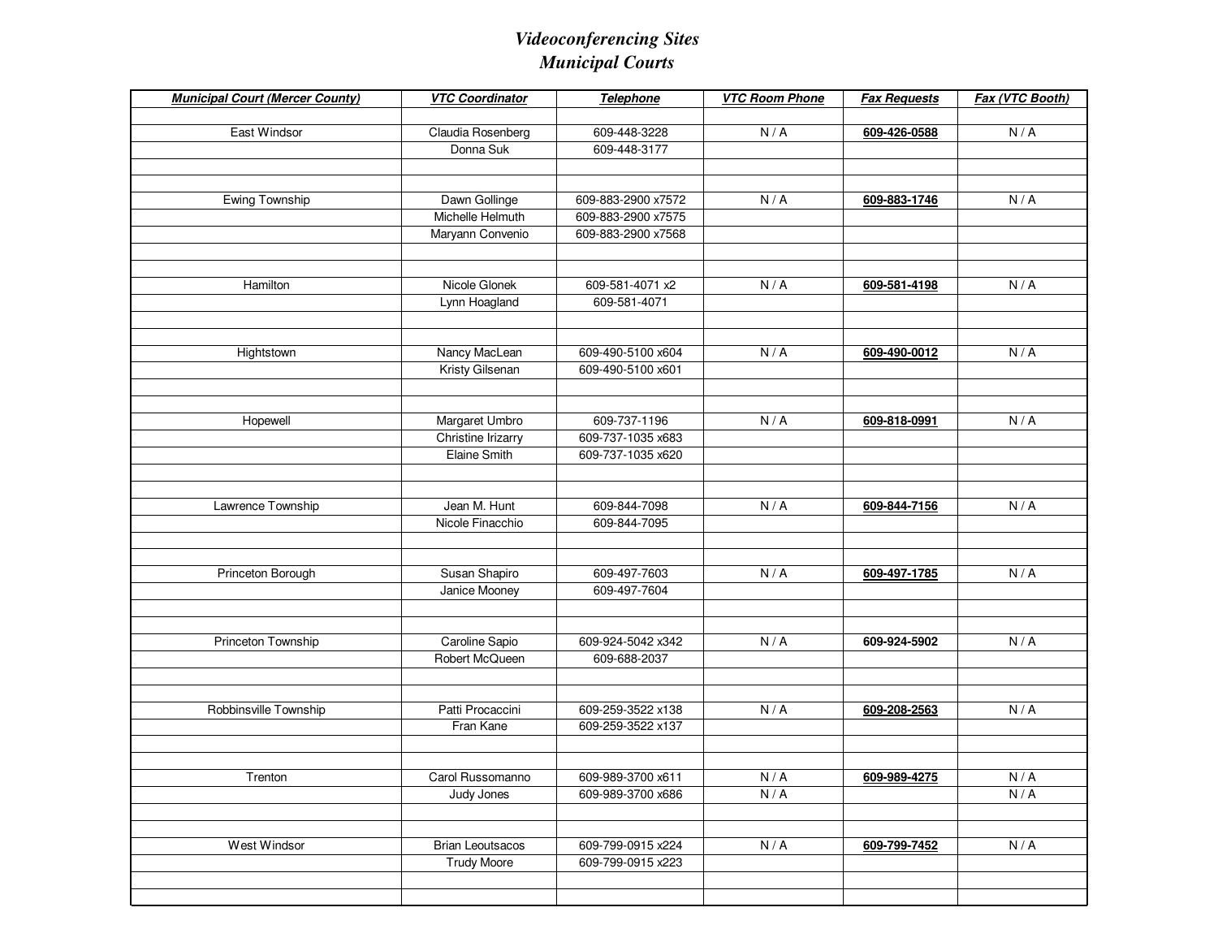# *Videoconferencing Sites*
# *Municipal Courts*

| ***Municipal Court (Mercer County)*** | ***VTC Coordinator*** | ***Telephone*** | ***VTC Room Phone*** | ***Fax Requests*** | ***Fax (VTC Booth)*** |
|---|---|---|---|---|---|
| East Windsor | Claudia Rosenberg | 609-448-3228 | N / A | **609-426-0588** | N / A |
| | Donna Suk | 609-448-3177 | | | |
| Ewing Township | Dawn Gollinge | 609-883-2900 x7572 | N / A | **609-883-1746** | N / A |
| | Michelle Helmuth | 609-883-2900 x7575 | | | |
| | Maryann Convenio | 609-883-2900 x7568 | | | |
| Hamilton | Nicole Glonek | 609-581-4071 x2 | N / A | **609-581-4198** | N / A |
| | Lynn Hoagland | 609-581-4071 | | | |
| Hightstown | Nancy MacLean | 609-490-5100 x604 | N / A | **609-490-0012** | N / A |
| | Kristy Gilsenan | 609-490-5100 x601 | | | |
| Hopewell | Margaret Umbro | 609-737-1196 | N / A | **609-818-0991** | N / A |
| | Christine Irizarry | 609-737-1035 x683 | | | |
| | Elaine Smith | 609-737-1035 x620 | | | |
| Lawrence Township | Jean M. Hunt | 609-844-7098 | N / A | **609-844-7156** | N / A |
| | Nicole Finacchio | 609-844-7095 | | | |
| Princeton Borough | Susan Shapiro | 609-497-7603 | N / A | **609-497-1785** | N / A |
| | Janice Mooney | 609-497-7604 | | | |
| Princeton Township | Caroline Sapio | 609-924-5042 x342 | N / A | **609-924-5902** | N / A |
| | Robert McQueen | 609-688-2037 | | | |
| Robbinsville Township | Patti Procaccini | 609-259-3522 x138 | N / A | **609-208-2563** | N / A |
| | Fran Kane | 609-259-3522 x137 | | | |
| Trenton | Carol Russomanno | 609-989-3700 x611 | N / A | **609-989-4275** | N / A |
| | Judy Jones | 609-989-3700 x686 | N / A | | N / A |
| West Windsor | Brian Leoutsacos | 609-799-0915 x224 | N / A | **609-799-7452** | N / A |
| | Trudy Moore | 609-799-0915 x223 | | | |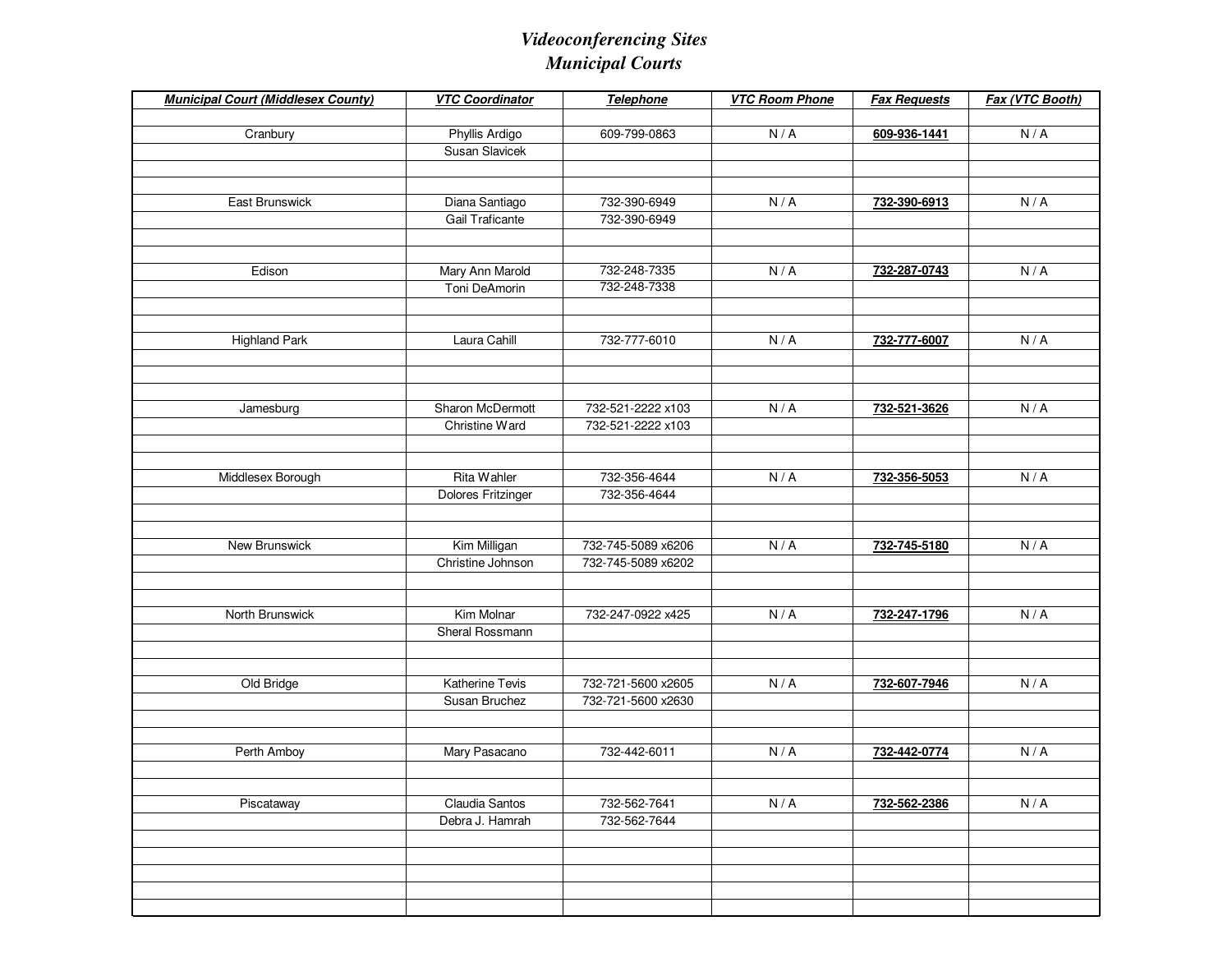# *Videoconferencing Sites*
## *Municipal Courts*

| ***Municipal Court (Middlesex County)*** | ***VTC Coordinator*** | ***Telephone*** | ***VTC Room Phone*** | ***Fax Requests*** | ***Fax (VTC Booth)*** |
|---|---|---|---|---|---|
| Cranbury | Phyllis Ardigo | 609-799-0863 | N / A | **609-936-1441** | N / A |
| | Susan Slavicek | | | | |
| East Brunswick | Diana Santiago | 732-390-6949 | N / A | **732-390-6913** | N / A |
| | Gail Traficante | 732-390-6949 | | | |
| Edison | Mary Ann Marold | 732-248-7335 | N / A | **732-287-0743** | N / A |
| | Toni DeAmorin | 732-248-7338 | | | |
| Highland Park | Laura Cahill | 732-777-6010 | N / A | **732-777-6007** | N / A |
| Jamesburg | Sharon McDermott | 732-521-2222 x103 | N / A | **732-521-3626** | N / A |
| | Christine Ward | 732-521-2222 x103 | | | |
| Middlesex Borough | Rita Wahler | 732-356-4644 | N / A | **732-356-5053** | N / A |
| | Dolores Fritzinger | 732-356-4644 | | | |
| New Brunswick | Kim Milligan | 732-745-5089 x6206 | N / A | **732-745-5180** | N / A |
| | Christine Johnson | 732-745-5089 x6202 | | | |
| North Brunswick | Kim Molnar | 732-247-0922 x425 | N / A | **732-247-1796** | N / A |
| | Sheral Rossmann | | | | |
| Old Bridge | Katherine Tevis | 732-721-5600 x2605 | N / A | **732-607-7946** | N / A |
| | Susan Bruchez | 732-721-5600 x2630 | | | |
| Perth Amboy | Mary Pasacano | 732-442-6011 | N / A | **732-442-0774** | N / A |
| Piscataway | Claudia Santos | 732-562-7641 | N / A | **732-562-2386** | N / A |
| | Debra J. Hamrah | 732-562-7644 | | | |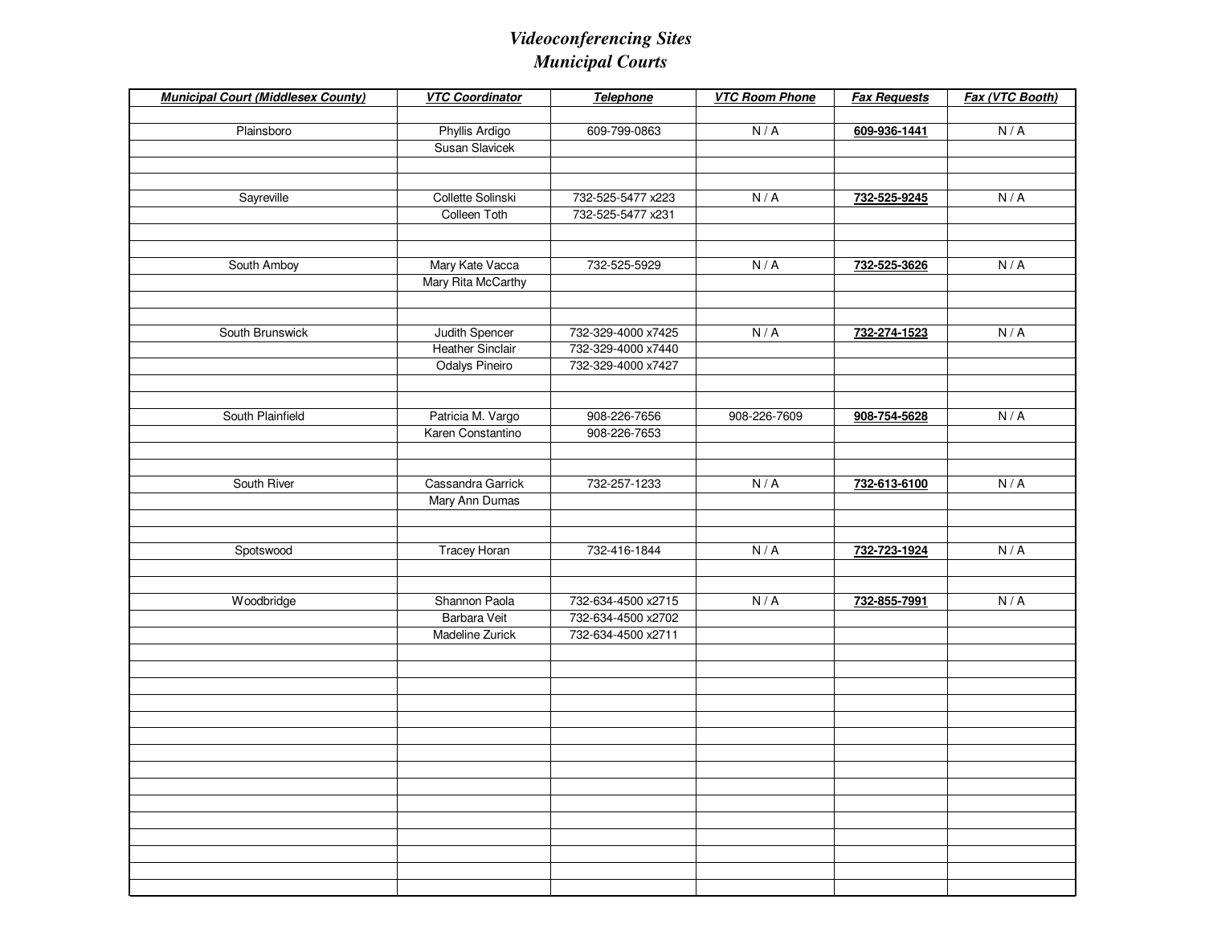# *Videoconferencing Sites*
## *Municipal Courts*

| ***Municipal Court (Middlesex County)*** | ***VTC Coordinator*** | ***Telephone*** | ***VTC Room Phone*** | ***Fax Requests*** | ***Fax (VTC Booth)*** |
|---|---|---|---|---|---|
| Plainsboro | Phyllis Ardigo | 609-799-0863 | N / A | **609-936-1441** | N / A |
| | Susan Slavicek | | | | |
| Sayreville | Collette Solinski | 732-525-5477 x223 | N / A | **732-525-9245** | N / A |
| | Colleen Toth | 732-525-5477 x231 | | | |
| South Amboy | Mary Kate Vacca | 732-525-5929 | N / A | **732-525-3626** | N / A |
| | Mary Rita McCarthy | | | | |
| South Brunswick | Judith Spencer | 732-329-4000 x7425 | N / A | **732-274-1523** | N / A |
| | Heather Sinclair | 732-329-4000 x7440 | | | |
| | Odalys Pineiro | 732-329-4000 x7427 | | | |
| South Plainfield | Patricia M. Vargo | 908-226-7656 | 908-226-7609 | **908-754-5628** | N / A |
| | Karen Constantino | 908-226-7653 | | | |
| South River | Cassandra Garrick | 732-257-1233 | N / A | **732-613-6100** | N / A |
| | Mary Ann Dumas | | | | |
| Spotswood | Tracey Horan | 732-416-1844 | N / A | **732-723-1924** | N / A |
| Woodbridge | Shannon Paola | 732-634-4500 x2715 | N / A | **732-855-7991** | N / A |
| | Barbara Veit | 732-634-4500 x2702 | | | |
| | Madeline Zurick | 732-634-4500 x2711 | | | |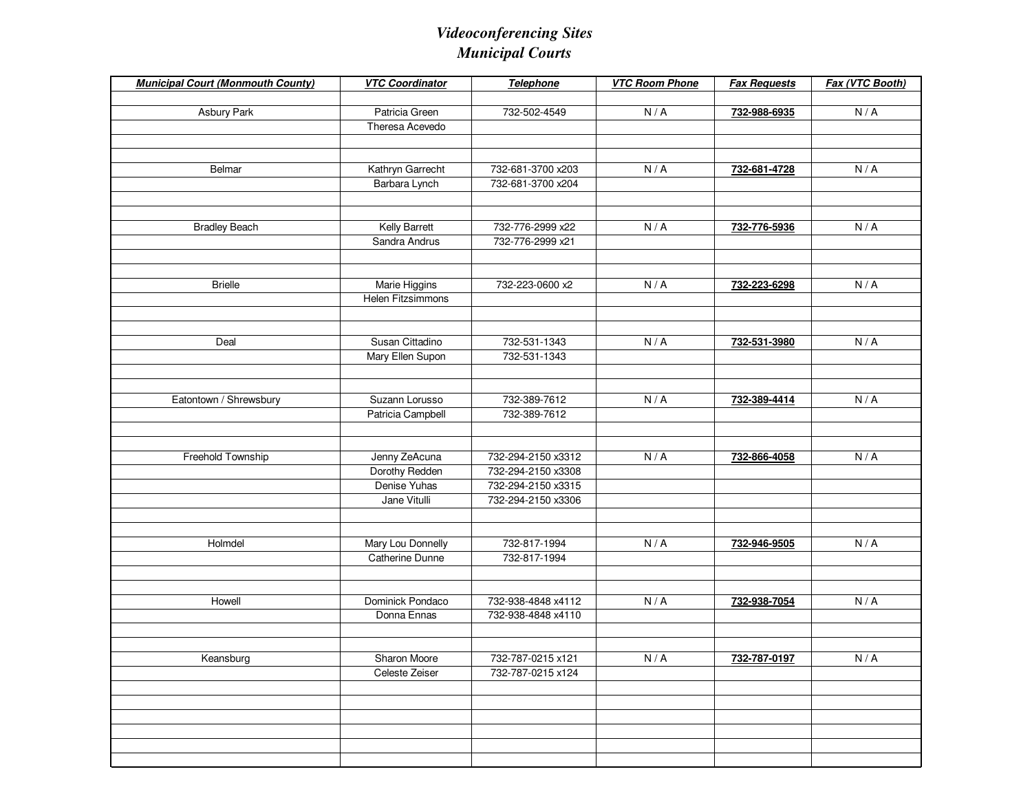# *Videoconferencing Sites*
## *Municipal Courts*

| ***Municipal Court (Monmouth County)*** | ***VTC Coordinator*** | ***Telephone*** | ***VTC Room Phone*** | ***Fax Requests*** | ***Fax (VTC Booth)*** |
|---|---|---|---|---|---|
| Asbury Park | Patricia Green | 732-502-4549 | N / A | **732-988-6935** | N / A |
| | Theresa Acevedo | | | | |
| Belmar | Kathryn Garrecht | 732-681-3700 x203 | N / A | **732-681-4728** | N / A |
| | Barbara Lynch | 732-681-3700 x204 | | | |
| Bradley Beach | Kelly Barrett | 732-776-2999 x22 | N / A | **732-776-5936** | N / A |
| | Sandra Andrus | 732-776-2999 x21 | | | |
| Brielle | Marie Higgins | 732-223-0600 x2 | N / A | **732-223-6298** | N / A |
| | Helen Fitzsimmons | | | | |
| Deal | Susan Cittadino | 732-531-1343 | N / A | **732-531-3980** | N / A |
| | Mary Ellen Supon | 732-531-1343 | | | |
| Eatontown / Shrewsbury | Suzann Lorusso | 732-389-7612 | N / A | **732-389-4414** | N / A |
| | Patricia Campbell | 732-389-7612 | | | |
| Freehold Township | Jenny ZeAcuna | 732-294-2150 x3312 | N / A | **732-866-4058** | N / A |
| | Dorothy Redden | 732-294-2150 x3308 | | | |
| | Denise Yuhas | 732-294-2150 x3315 | | | |
| | Jane Vitulli | 732-294-2150 x3306 | | | |
| Holmdel | Mary Lou Donnelly | 732-817-1994 | N / A | **732-946-9505** | N / A |
| | Catherine Dunne | 732-817-1994 | | | |
| Howell | Dominick Pondaco | 732-938-4848 x4112 | N / A | **732-938-7054** | N / A |
| | Donna Ennas | 732-938-4848 x4110 | | | |
| Keansburg | Sharon Moore | 732-787-0215 x121 | N / A | **732-787-0197** | N / A |
| | Celeste Zeiser | 732-787-0215 x124 | | | |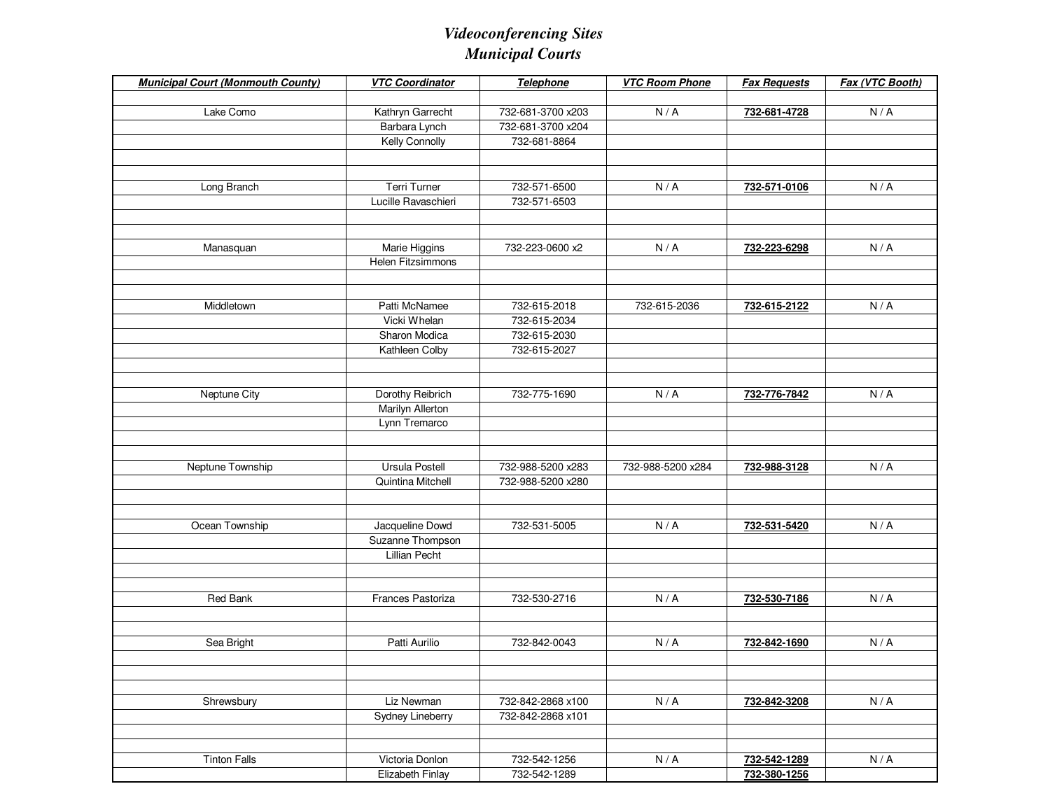# *Videoconferencing Sites*
## *Municipal Courts*

| ***Municipal Court (Monmouth County)*** | ***VTC Coordinator*** | ***Telephone*** | ***VTC Room Phone*** | ***Fax Requests*** | ***Fax (VTC Booth)*** |
|---|---|---|---|---|---|
| Lake Como | Kathryn Garrecht | 732-681-3700 x203 | N / A | **732-681-4728** | N / A |
| | Barbara Lynch | 732-681-3700 x204 | | | |
| | Kelly Connolly | 732-681-8864 | | | |
| Long Branch | Terri Turner | 732-571-6500 | N / A | **732-571-0106** | N / A |
| | Lucille Ravaschieri | 732-571-6503 | | | |
| Manasquan | Marie Higgins | 732-223-0600 x2 | N / A | **732-223-6298** | N / A |
| | Helen Fitzsimmons | | | | |
| Middletown | Patti McNamee | 732-615-2018 | 732-615-2036 | **732-615-2122** | N / A |
| | Vicki Whelan | 732-615-2034 | | | |
| | Sharon Modica | 732-615-2030 | | | |
| | Kathleen Colby | 732-615-2027 | | | |
| Neptune City | Dorothy Reibrich | 732-775-1690 | N / A | **732-776-7842** | N / A |
| | Marilyn Allerton | | | | |
| | Lynn Tremarco | | | | |
| Neptune Township | Ursula Postell | 732-988-5200 x283 | 732-988-5200 x284 | **732-988-3128** | N / A |
| | Quintina Mitchell | 732-988-5200 x280 | | | |
| Ocean Township | Jacqueline Dowd | 732-531-5005 | N / A | **732-531-5420** | N / A |
| | Suzanne Thompson | | | | |
| | Lillian Pecht | | | | |
| Red Bank | Frances Pastoriza | 732-530-2716 | N / A | **732-530-7186** | N / A |
| Sea Bright | Patti Aurilio | 732-842-0043 | N / A | **732-842-1690** | N / A |
| Shrewsbury | Liz Newman | 732-842-2868 x100 | N / A | **732-842-3208** | N / A |
| | Sydney Lineberry | 732-842-2868 x101 | | | |
| Tinton Falls | Victoria Donlon | 732-542-1256 | N / A | **732-542-1289** | N / A |
| | Elizabeth Finlay | 732-542-1289 | | **732-380-1256** | |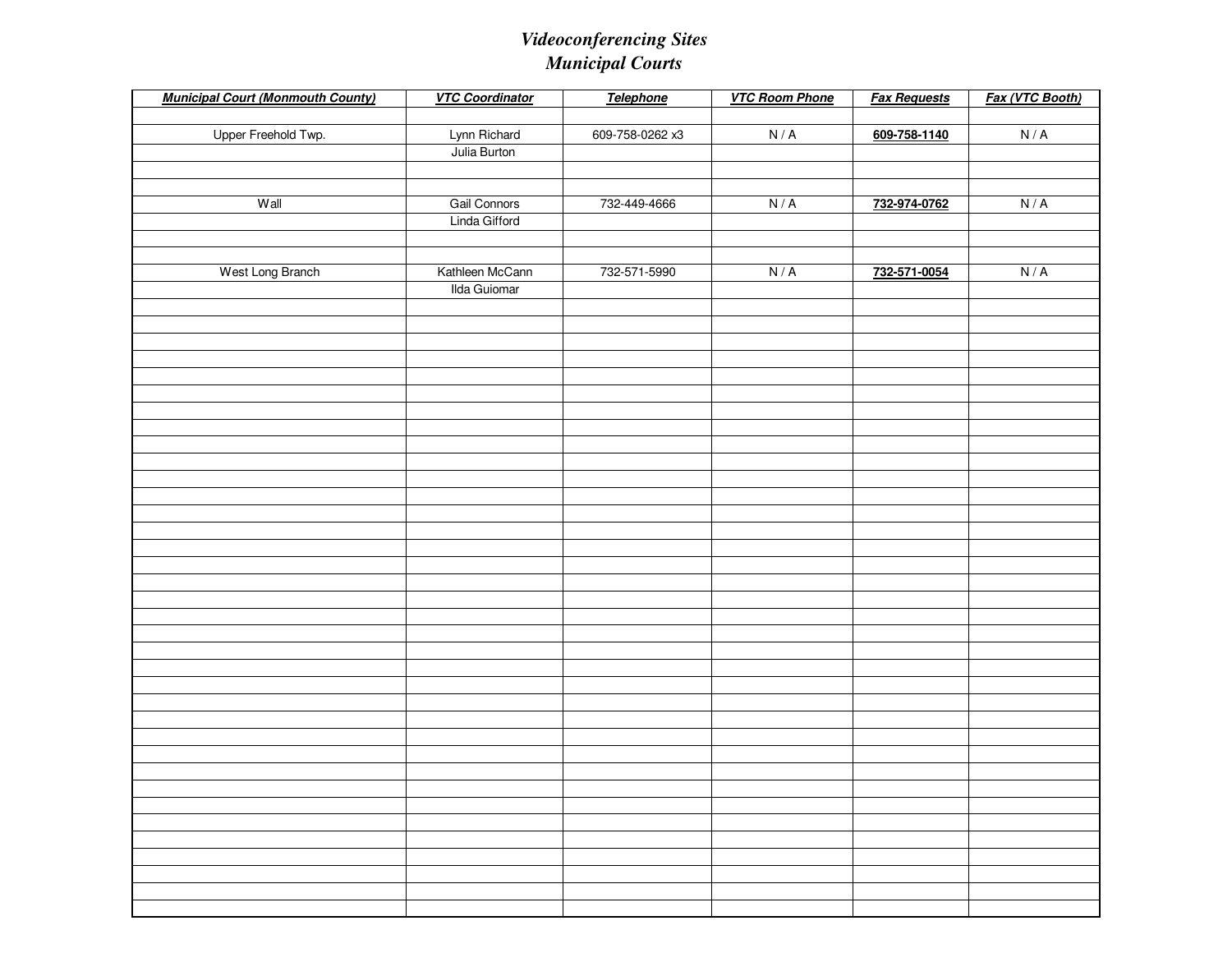# *Videoconferencing Sites*
# *Municipal Courts*

| ***Municipal Court (Monmouth County)*** | ***VTC Coordinator*** | ***Telephone*** | ***VTC Room Phone*** | ***Fax Requests*** | ***Fax (VTC Booth)*** |
|---|---|---|---|---|---|
| | | | | | |
| Upper Freehold Twp. | Lynn Richard | 609-758-0262 x3 | N / A | **609-758-1140** | N / A |
| | Julia Burton | | | | |
| | | | | | |
| | | | | | |
| Wall | Gail Connors | 732-449-4666 | N / A | **732-974-0762** | N / A |
| | Linda Gifford | | | | |
| | | | | | |
| | | | | | |
| West Long Branch | Kathleen McCann | 732-571-5990 | N / A | **732-571-0054** | N / A |
| | Ilda Guiomar | | | | |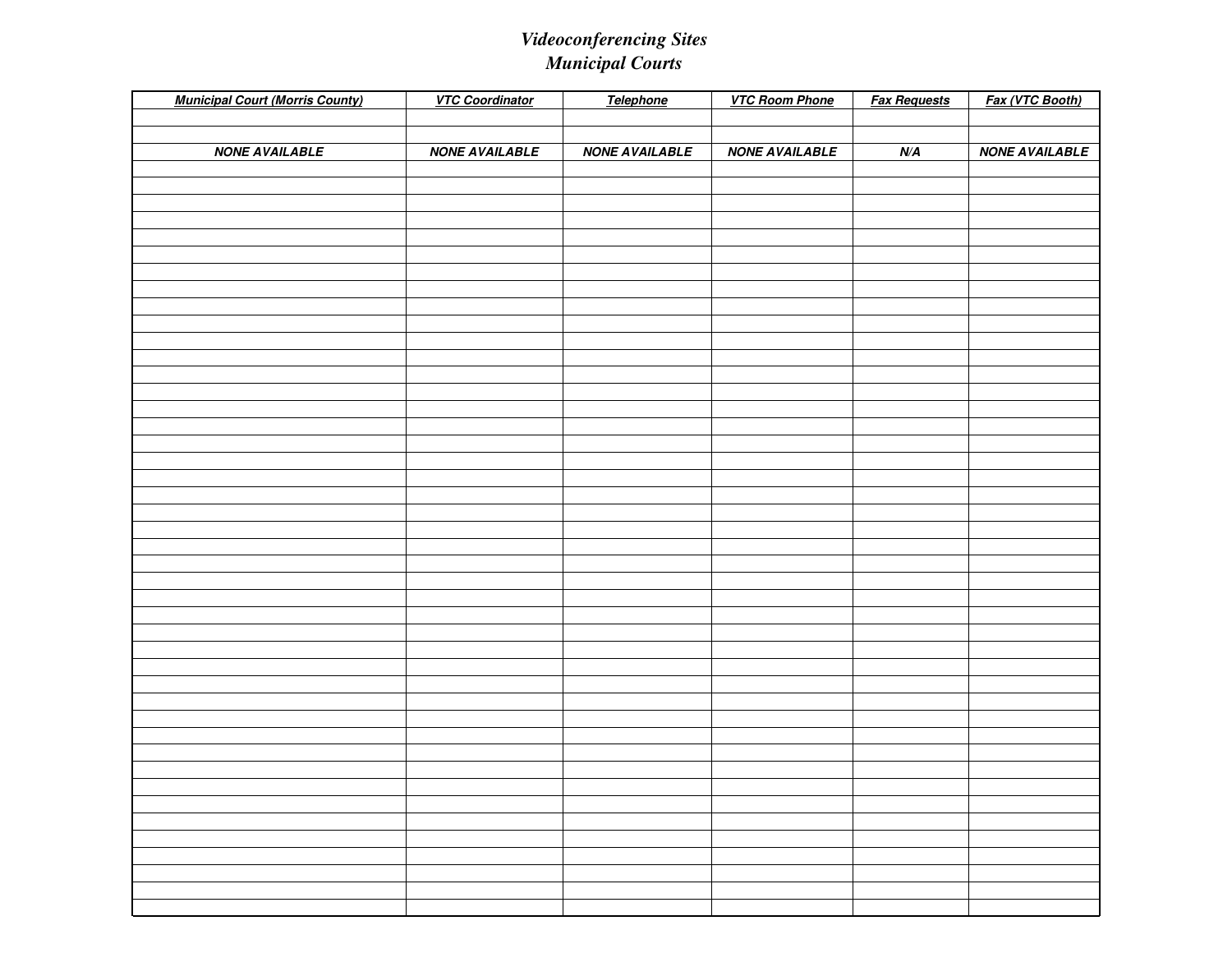*Videoconferencing Sites*
*Municipal Courts*

| ***Municipal Court (Morris County)*** | ***VTC Coordinator*** | ***Telephone*** | ***VTC Room Phone*** | ***Fax Requests*** | ***Fax (VTC Booth)*** |
|---|---|---|---|---|---|
| | | | | | |
| | | | | | |
| ***NONE AVAILABLE*** | ***NONE AVAILABLE*** | ***NONE AVAILABLE*** | ***NONE AVAILABLE*** | ***N/A*** | ***NONE AVAILABLE*** |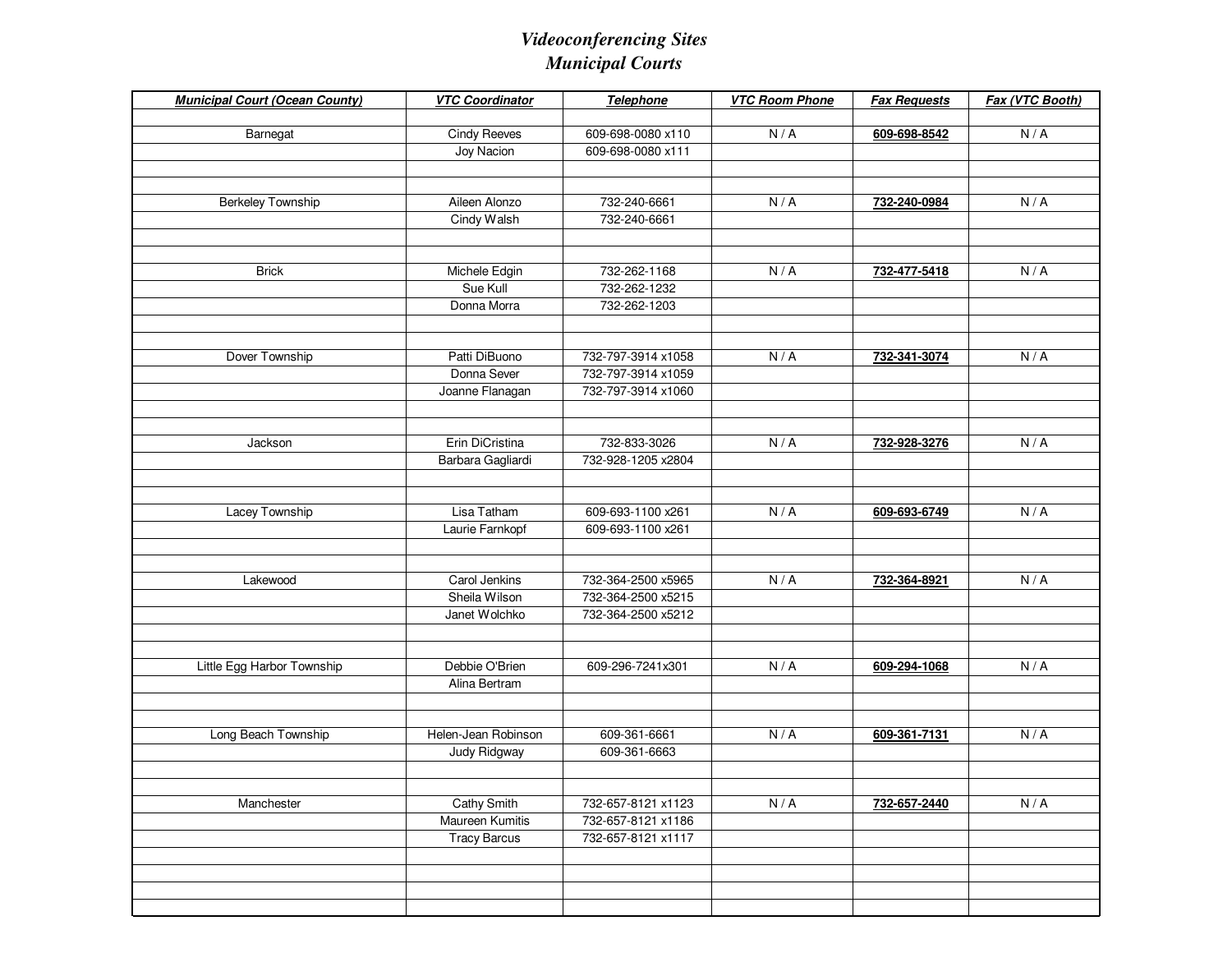# *Videoconferencing Sites*
# *Municipal Courts*

| ***Municipal Court (Ocean County)*** | ***VTC Coordinator*** | ***Telephone*** | ***VTC Room Phone*** | ***Fax Requests*** | ***Fax (VTC Booth)*** |
|---|---|---|---|---|---|
| Barnegat | Cindy Reeves | 609-698-0080 x110 | N / A | **609-698-8542** | N / A |
| | Joy Nacion | 609-698-0080 x111 | | | |
| Berkeley Township | Aileen Alonzo | 732-240-6661 | N / A | **732-240-0984** | N / A |
| | Cindy Walsh | 732-240-6661 | | | |
| Brick | Michele Edgin | 732-262-1168 | N / A | **732-477-5418** | N / A |
| | Sue Kull | 732-262-1232 | | | |
| | Donna Morra | 732-262-1203 | | | |
| Dover Township | Patti DiBuono | 732-797-3914 x1058 | N / A | **732-341-3074** | N / A |
| | Donna Sever | 732-797-3914 x1059 | | | |
| | Joanne Flanagan | 732-797-3914 x1060 | | | |
| Jackson | Erin DiCristina | 732-833-3026 | N / A | **732-928-3276** | N / A |
| | Barbara Gagliardi | 732-928-1205 x2804 | | | |
| Lacey Township | Lisa Tatham | 609-693-1100 x261 | N / A | **609-693-6749** | N / A |
| | Laurie Farnkopf | 609-693-1100 x261 | | | |
| Lakewood | Carol Jenkins | 732-364-2500 x5965 | N / A | **732-364-8921** | N / A |
| | Sheila Wilson | 732-364-2500 x5215 | | | |
| | Janet Wolchko | 732-364-2500 x5212 | | | |
| Little Egg Harbor Township | Debbie O'Brien | 609-296-7241x301 | N / A | **609-294-1068** | N / A |
| | Alina Bertram | | | | |
| Long Beach Township | Helen-Jean Robinson | 609-361-6661 | N / A | **609-361-7131** | N / A |
| | Judy Ridgway | 609-361-6663 | | | |
| Manchester | Cathy Smith | 732-657-8121 x1123 | N / A | **732-657-2440** | N / A |
| | Maureen Kumitis | 732-657-8121 x1186 | | | |
| | Tracy Barcus | 732-657-8121 x1117 | | | |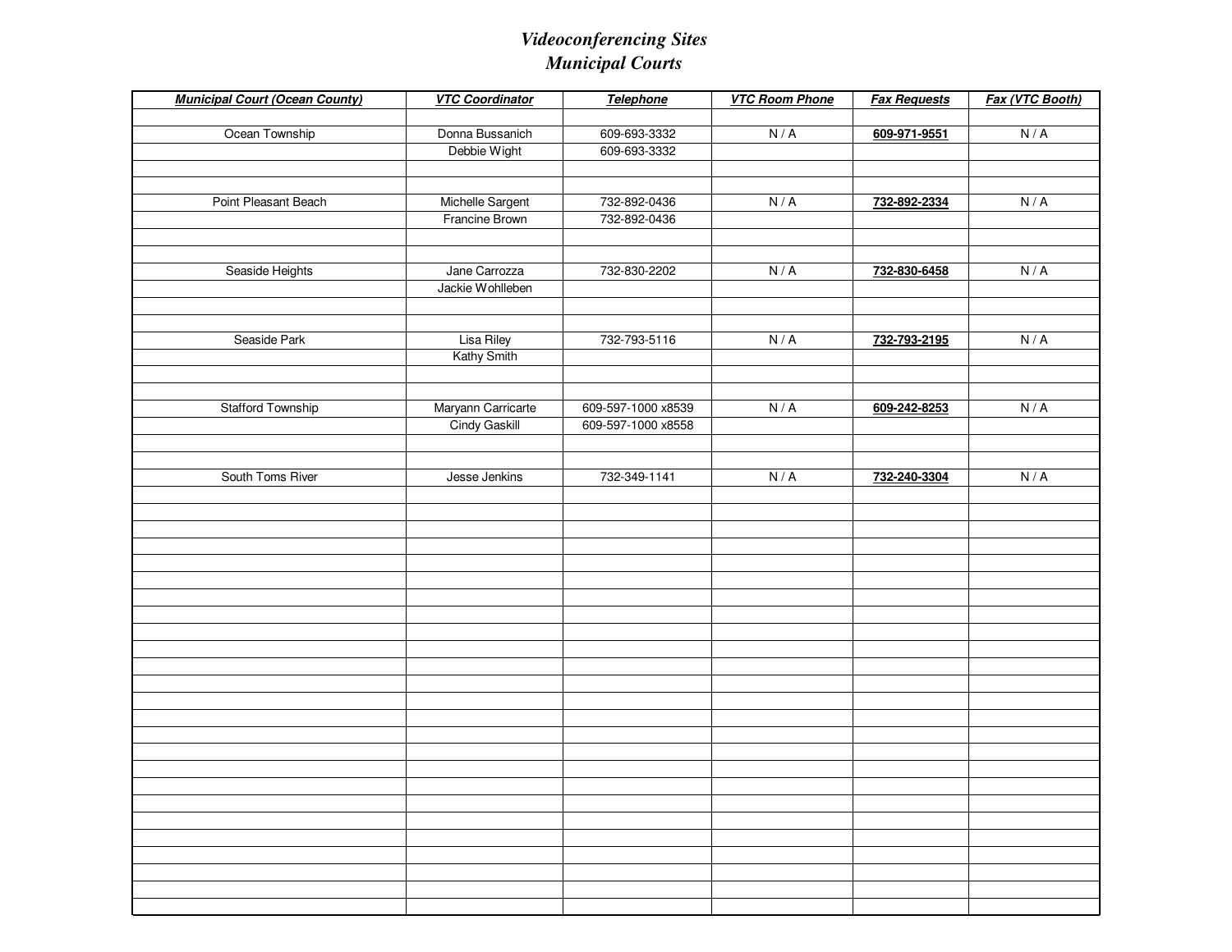# *Videoconferencing Sites*
# *Municipal Courts*

| ***Municipal Court (Ocean County)*** | ***VTC Coordinator*** | ***Telephone*** | ***VTC Room Phone*** | ***Fax Requests*** | ***Fax (VTC Booth)*** |
|---|---|---|---|---|---|
| Ocean Township | Donna Bussanich | 609-693-3332 | N / A | **609-971-9551** | N / A |
| | Debbie Wight | 609-693-3332 | | | |
| Point Pleasant Beach | Michelle Sargent | 732-892-0436 | N / A | **732-892-2334** | N / A |
| | Francine Brown | 732-892-0436 | | | |
| Seaside Heights | Jane Carrozza | 732-830-2202 | N / A | **732-830-6458** | N / A |
| | Jackie Wohlleben | | | | |
| Seaside Park | Lisa Riley | 732-793-5116 | N / A | **732-793-2195** | N / A |
| | Kathy Smith | | | | |
| Stafford Township | Maryann Carricarte | 609-597-1000 x8539 | N / A | **609-242-8253** | N / A |
| | Cindy Gaskill | 609-597-1000 x8558 | | | |
| South Toms River | Jesse Jenkins | 732-349-1141 | N / A | **732-240-3304** | N / A |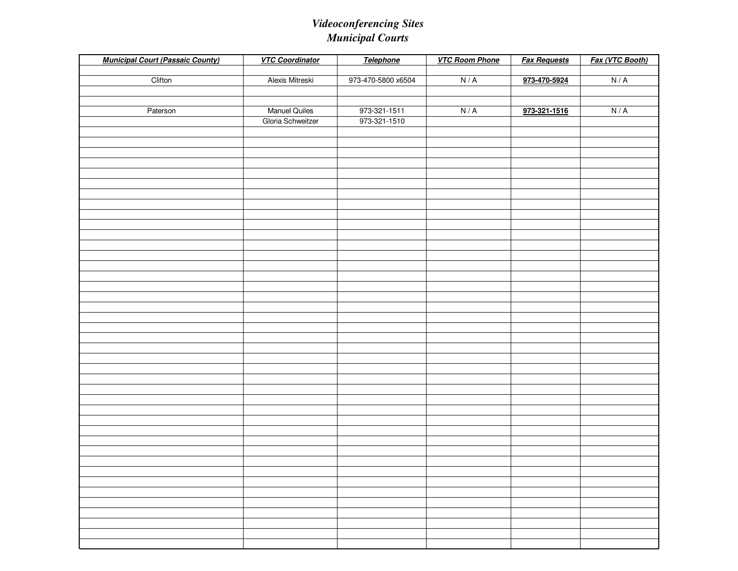# *Videoconferencing Sites*
## *Municipal Courts*

| ***Municipal Court (Passaic County)*** | ***VTC Coordinator*** | ***Telephone*** | ***VTC Room Phone*** | ***Fax Requests*** | ***Fax (VTC Booth)*** |
|---|---|---|---|---|---|
| Clifton | Alexis Mitreski | 973-470-5800 x6504 | N / A | **973-470-5924** | N / A |
| Paterson | Manuel Quiles | 973-321-1511 | N / A | **973-321-1516** | N / A |
| | Gloria Schweitzer | 973-321-1510 | | | |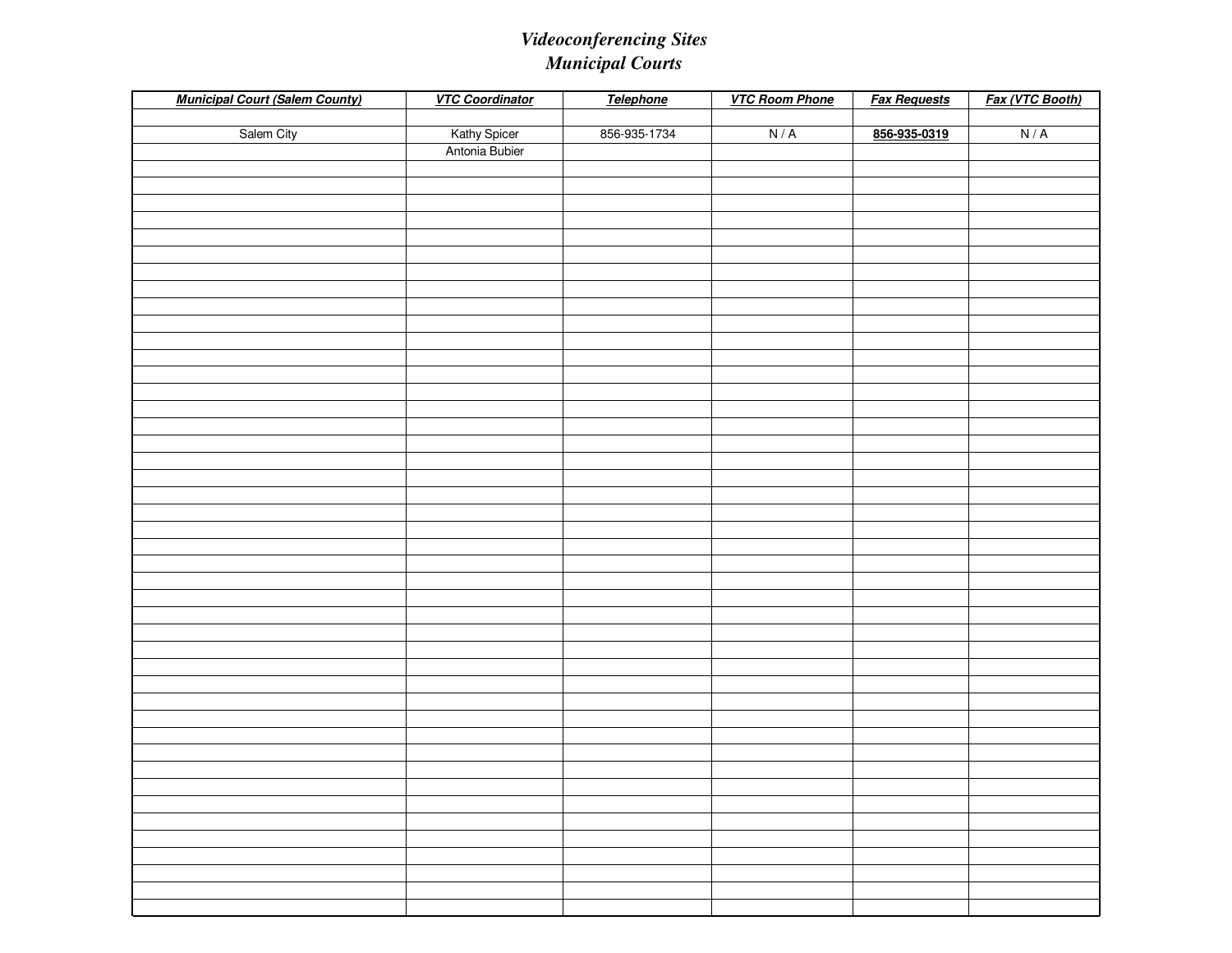# *Videoconferencing Sites*
## *Municipal Courts*

| ***Municipal Court (Salem County)*** | ***VTC Coordinator*** | ***Telephone*** | ***VTC Room Phone*** | ***Fax Requests*** | ***Fax (VTC Booth)*** |
|---|---|---|---|---|---|
| | | | | | |
| Salem City | Kathy Spicer | 856-935-1734 | N / A | **856-935-0319** | N / A |
| | Antonia Bubier | | | | |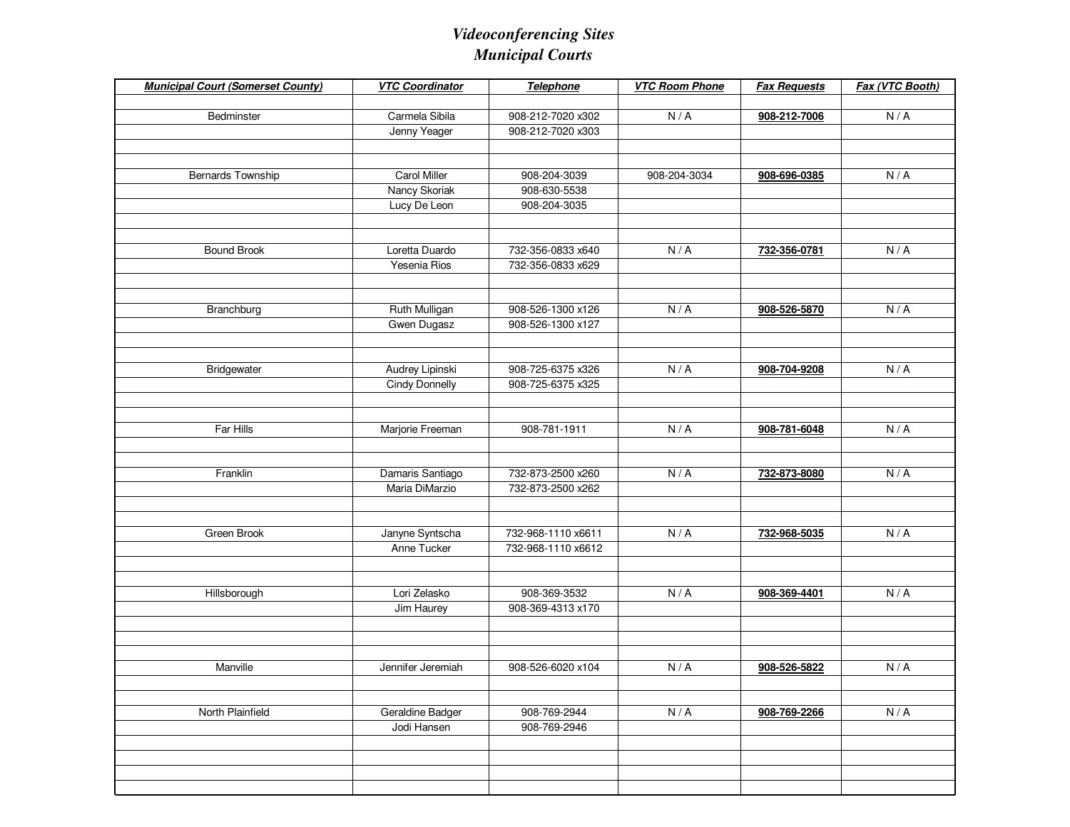# *Videoconferencing Sites*
# *Municipal Courts*

| ***Municipal Court (Somerset County)*** | ***VTC Coordinator*** | ***Telephone*** | ***VTC Room Phone*** | ***Fax Requests*** | ***Fax (VTC Booth)*** |
|---|---|---|---|---|---|
| | | | | | |
| Bedminster | Carmela Sibila | 908-212-7020 x302 | N / A | **908-212-7006** | N / A |
| | Jenny Yeager | 908-212-7020 x303 | | | |
| | | | | | |
| | | | | | |
| Bernards Township | Carol Miller | 908-204-3039 | 908-204-3034 | **908-696-0385** | N / A |
| | Nancy Skoriak | 908-630-5538 | | | |
| | Lucy De Leon | 908-204-3035 | | | |
| | | | | | |
| | | | | | |
| Bound Brook | Loretta Duardo | 732-356-0833 x640 | N / A | **732-356-0781** | N / A |
| | Yesenia Rios | 732-356-0833 x629 | | | |
| | | | | | |
| | | | | | |
| Branchburg | Ruth Mulligan | 908-526-1300 x126 | N / A | **908-526-5870** | N / A |
| | Gwen Dugasz | 908-526-1300 x127 | | | |
| | | | | | |
| | | | | | |
| Bridgewater | Audrey Lipinski | 908-725-6375 x326 | N / A | **908-704-9208** | N / A |
| | Cindy Donnelly | 908-725-6375 x325 | | | |
| | | | | | |
| | | | | | |
| Far Hills | Marjorie Freeman | 908-781-1911 | N / A | **908-781-6048** | N / A |
| | | | | | |
| | | | | | |
| Franklin | Damaris Santiago | 732-873-2500 x260 | N / A | **732-873-8080** | N / A |
| | Maria DiMarzio | 732-873-2500 x262 | | | |
| | | | | | |
| | | | | | |
| Green Brook | Janyne Syntscha | 732-968-1110 x6611 | N / A | **732-968-5035** | N / A |
| | Anne Tucker | 732-968-1110 x6612 | | | |
| | | | | | |
| | | | | | |
| Hillsborough | Lori Zelasko | 908-369-3532 | N / A | **908-369-4401** | N / A |
| | Jim Haurey | 908-369-4313 x170 | | | |
| | | | | | |
| | | | | | |
| | | | | | |
| Manville | Jennifer Jeremiah | 908-526-6020 x104 | N / A | **908-526-5822** | N / A |
| | | | | | |
| | | | | | |
| North Plainfield | Geraldine Badger | 908-769-2944 | N / A | **908-769-2266** | N / A |
| | Jodi Hansen | 908-769-2946 | | | |
| | | | | | |
| | | | | | |
| | | | | | |
| | | | | | |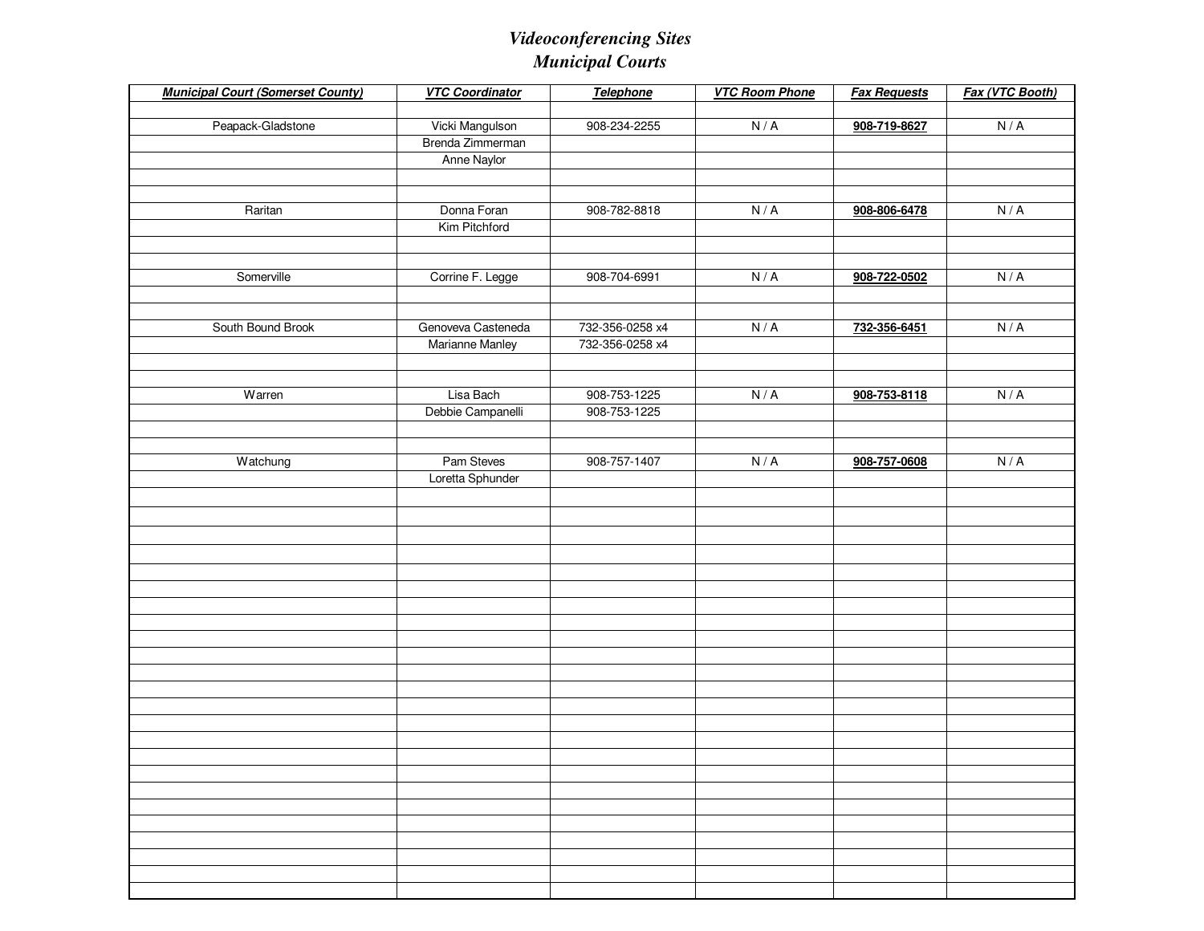# *Videoconferencing Sites*
# *Municipal Courts*

| ***Municipal Court (Somerset County)*** | ***VTC Coordinator*** | ***Telephone*** | ***VTC Room Phone*** | ***Fax Requests*** | ***Fax (VTC Booth)*** |
|---|---|---|---|---|---|
| Peapack-Gladstone | Vicki Mangulson | 908-234-2255 | N / A | **908-719-8627** | N / A |
| | Brenda Zimmerman | | | | |
| | Anne Naylor | | | | |
| Raritan | Donna Foran | 908-782-8818 | N / A | **908-806-6478** | N / A |
| | Kim Pitchford | | | | |
| Somerville | Corrine F. Legge | 908-704-6991 | N / A | **908-722-0502** | N / A |
| South Bound Brook | Genoveva Casteneda | 732-356-0258 x4 | N / A | **732-356-6451** | N / A |
| | Marianne Manley | 732-356-0258 x4 | | | |
| Warren | Lisa Bach | 908-753-1225 | N / A | **908-753-8118** | N / A |
| | Debbie Campanelli | 908-753-1225 | | | |
| Watchung | Pam Steves | 908-757-1407 | N / A | **908-757-0608** | N / A |
| | Loretta Sphunder | | | | |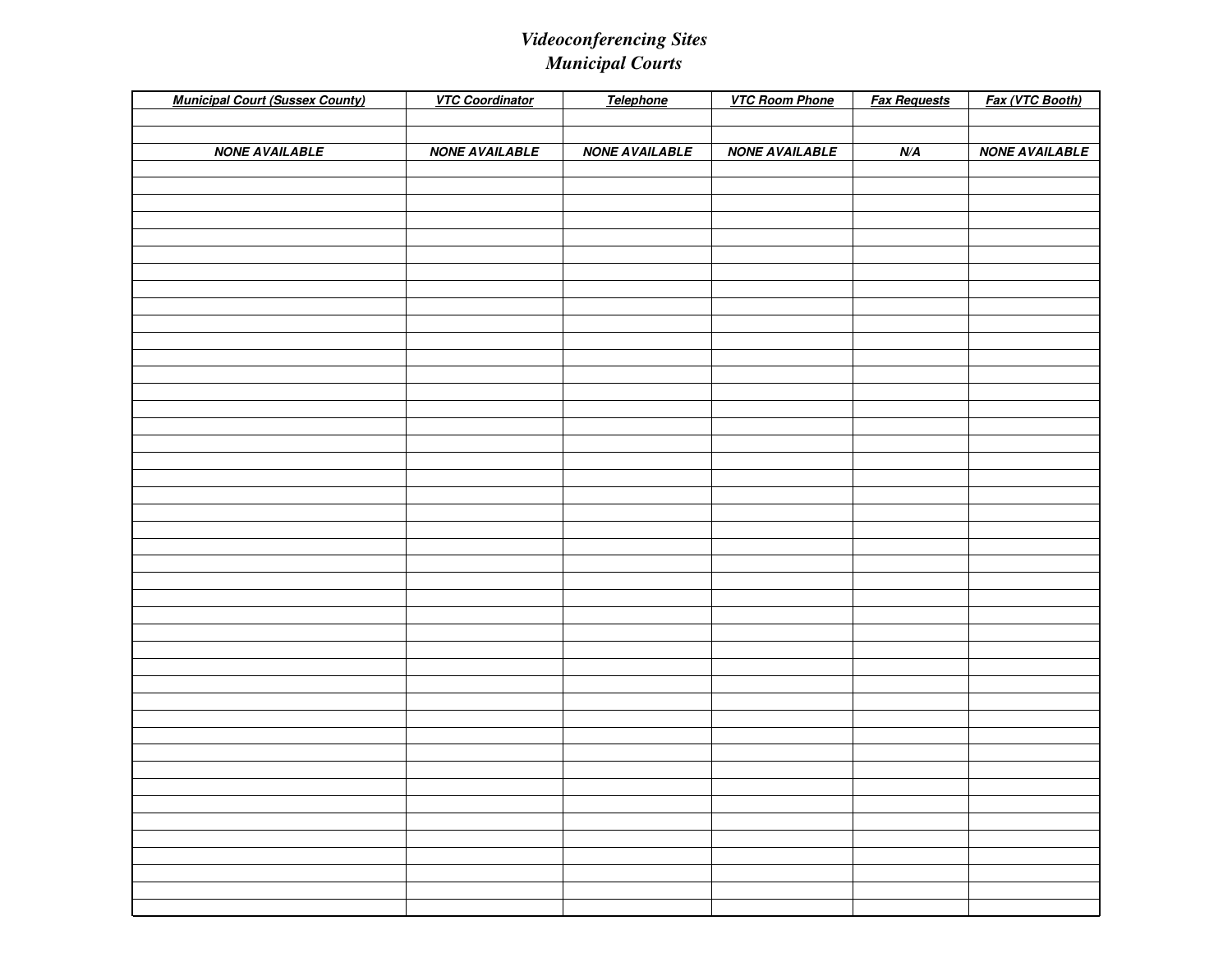*Videoconferencing Sites*
*Municipal Courts*

| ***Municipal Court (Sussex County)*** | ***VTC Coordinator*** | ***Telephone*** | ***VTC Room Phone*** | ***Fax Requests*** | ***Fax (VTC Booth)*** |
|---|---|---|---|---|---|
| | | | | | |
| | | | | | |
| ***NONE AVAILABLE*** | ***NONE AVAILABLE*** | ***NONE AVAILABLE*** | ***NONE AVAILABLE*** | ***N/A*** | ***NONE AVAILABLE*** |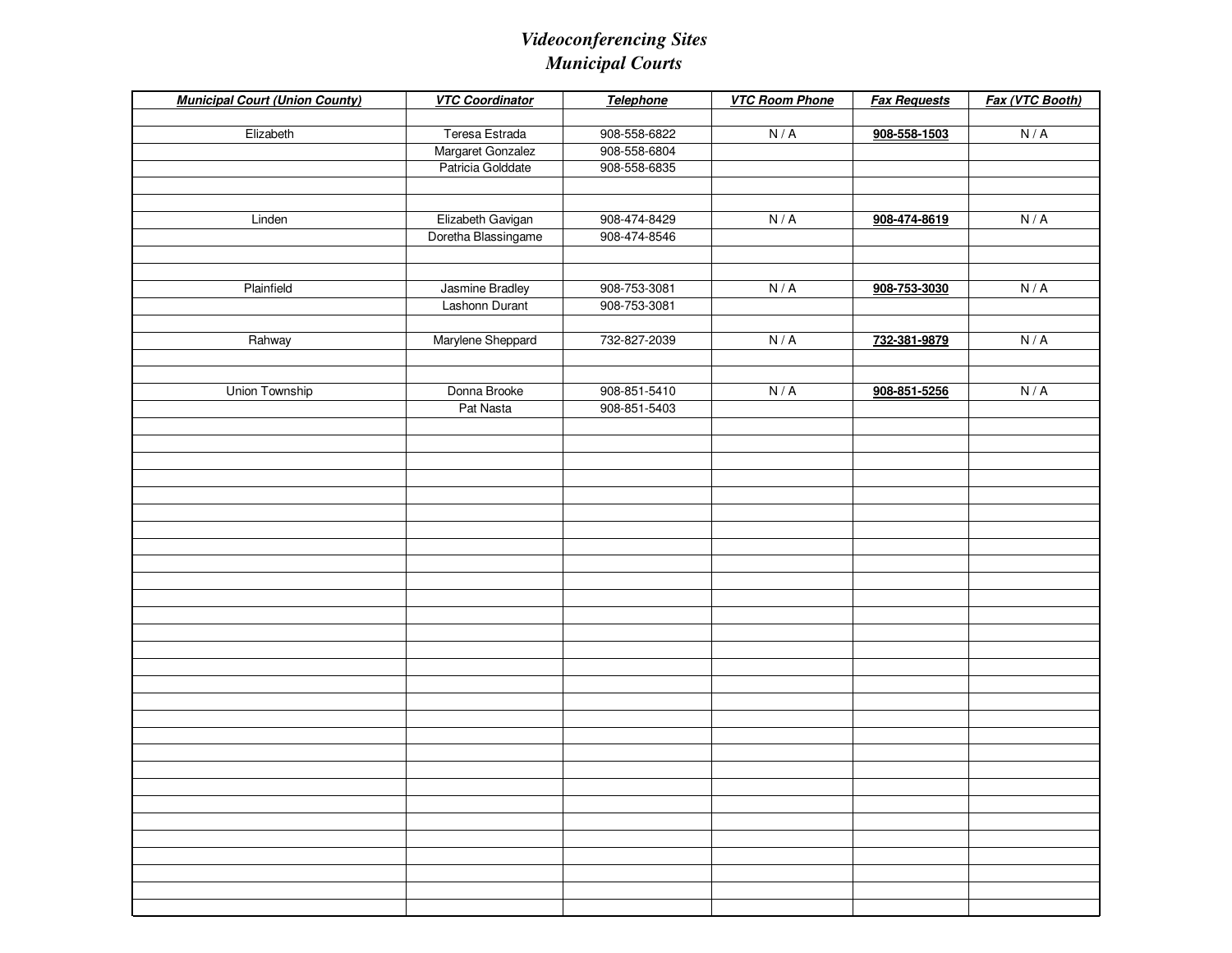# *Videoconferencing Sites*
# *Municipal Courts*

| ***Municipal Court (Union County)*** | ***VTC Coordinator*** | ***Telephone*** | ***VTC Room Phone*** | ***Fax Requests*** | ***Fax (VTC Booth)*** |
|---|---|---|---|---|---|
| Elizabeth | Teresa Estrada | 908-558-6822 | N / A | **908-558-1503** | N / A |
| | Margaret Gonzalez | 908-558-6804 | | | |
| | Patricia Golddate | 908-558-6835 | | | |
| Linden | Elizabeth Gavigan | 908-474-8429 | N / A | **908-474-8619** | N / A |
| | Doretha Blassingame | 908-474-8546 | | | |
| Plainfield | Jasmine Bradley | 908-753-3081 | N / A | **908-753-3030** | N / A |
| | Lashonn Durant | 908-753-3081 | | | |
| Rahway | Marylene Sheppard | 732-827-2039 | N / A | **732-381-9879** | N / A |
| Union Township | Donna Brooke | 908-851-5410 | N / A | **908-851-5256** | N / A |
| | Pat Nasta | 908-851-5403 | | | |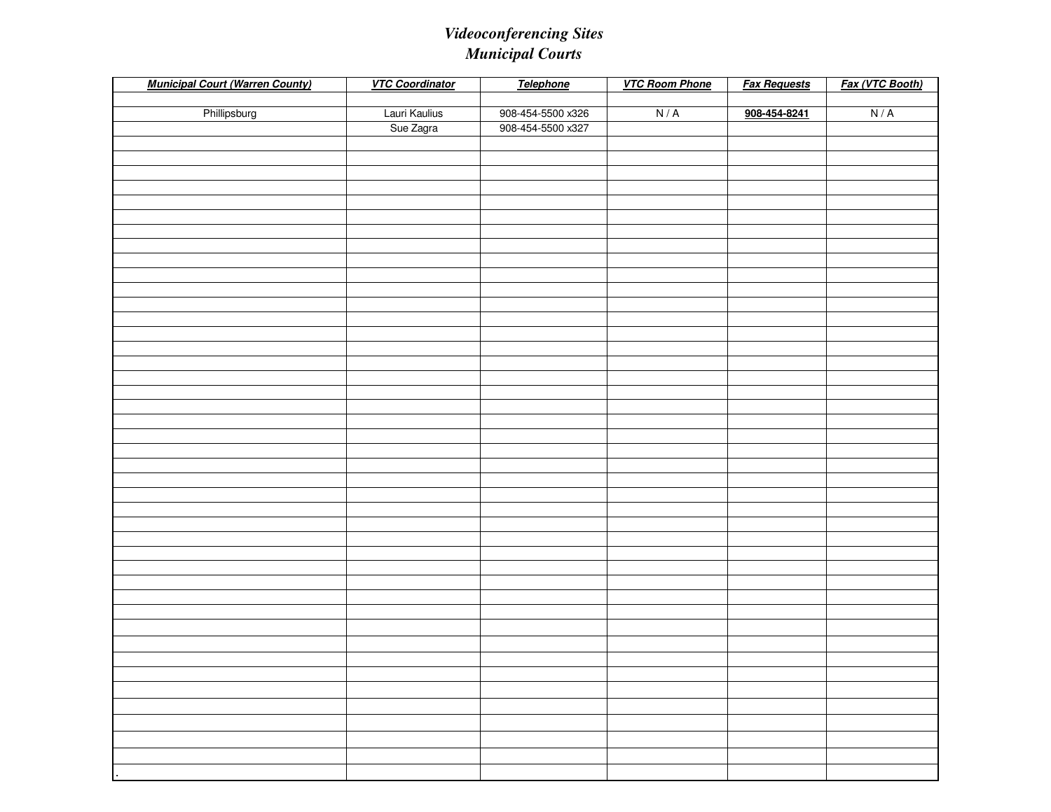# *Videoconferencing Sites*
# *Municipal Courts*

| ***Municipal Court (Warren County)*** | ***VTC Coordinator*** | ***Telephone*** | ***VTC Room Phone*** | ***Fax Requests*** | ***Fax (VTC Booth)*** |
|---|---|---|---|---|---|
| | | | | | |
| Phillipsburg | Lauri Kaulius | 908-454-5500 x326 | N / A | **908-454-8241** | N / A |
| | Sue Zagra | 908-454-5500 x327 | | | |
| . | | | | | |